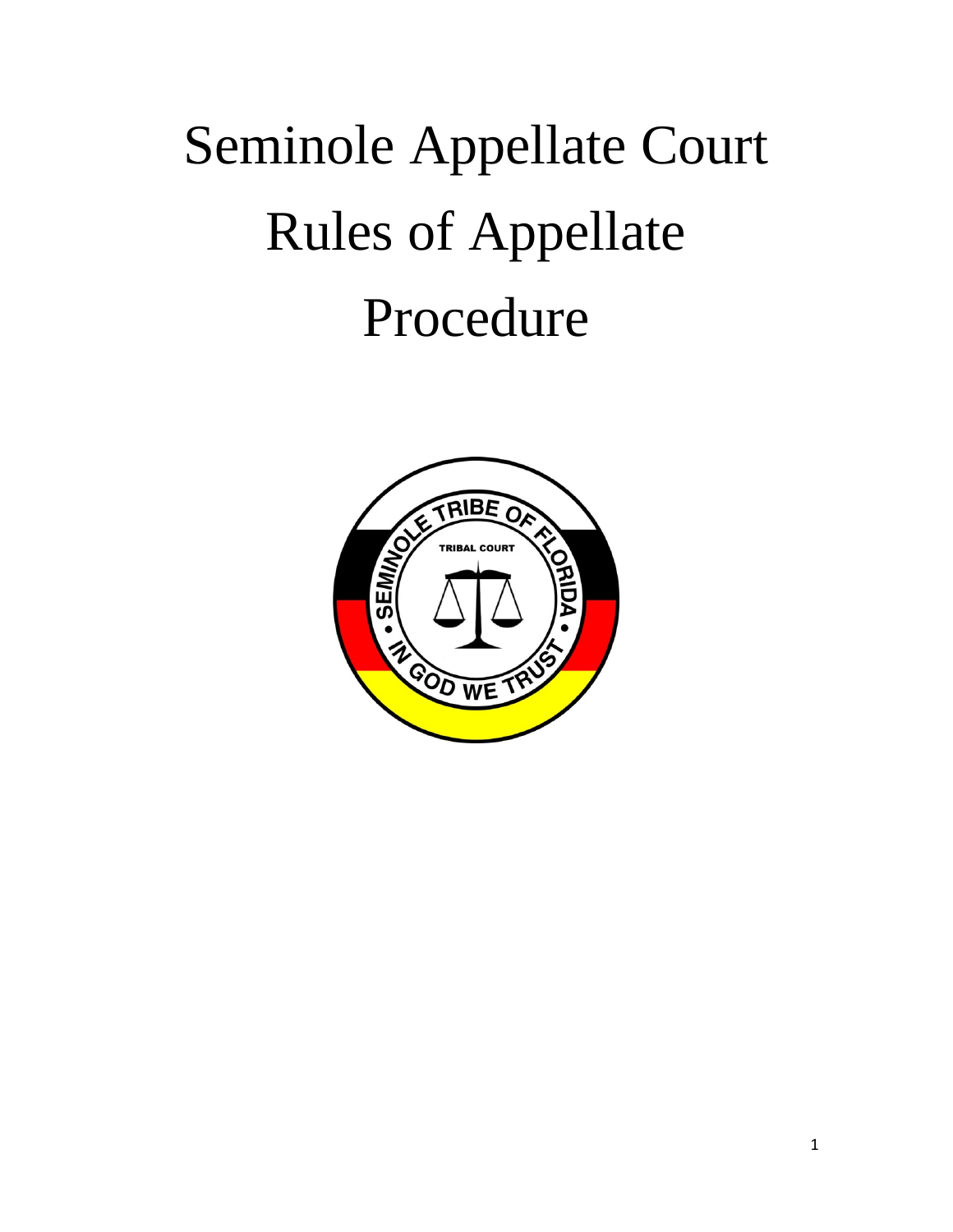# Seminole Appellate Court Rules of Appellate Procedure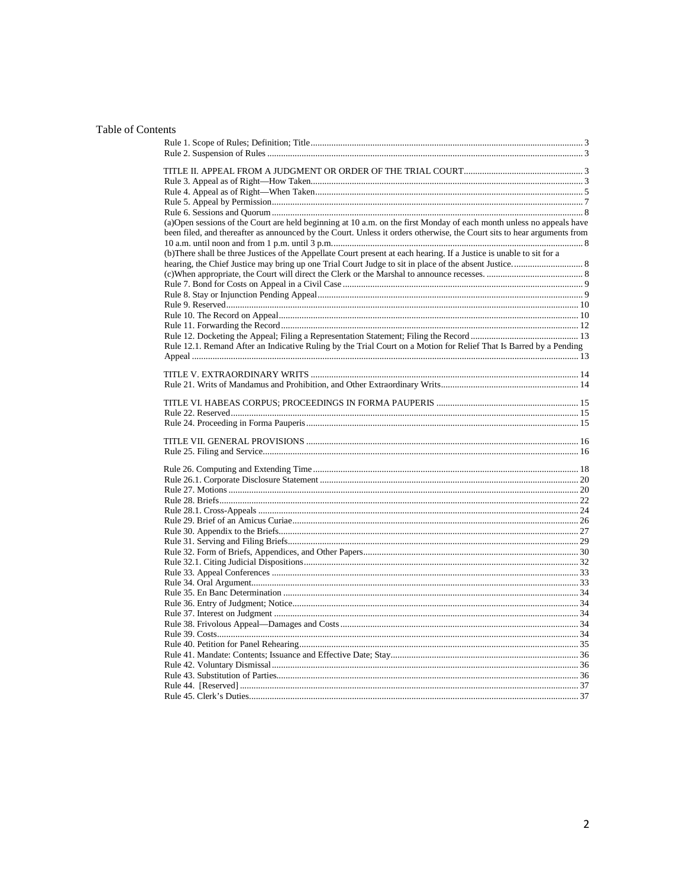# Table of Contents

Rule 1. Scope of Rules; Definition; Title ..... 3
Rule 2. Suspension of Rules ..... 3

TITLE II. APPEAL FROM A JUDGMENT OR ORDER OF THE TRIAL COURT ..... 3
Rule 3. Appeal as of Right—How Taken ..... 3
Rule 4. Appeal as of Right—When Taken ..... 5
Rule 5. Appeal by Permission ..... 7
Rule 6. Sessions and Quorum ..... 8
(a)Open sessions of the Court are held beginning at 10 a.m. on the first Monday of each month unless no appeals have been filed, and thereafter as announced by the Court. Unless it orders otherwise, the Court sits to hear arguments from 10 a.m. until noon and from 1 p.m. until 3 p.m. ..... 8
(b)There shall be three Justices of the Appellate Court present at each hearing. If a Justice is unable to sit for a hearing, the Chief Justice may bring up one Trial Court Judge to sit in place of the absent Justice. ..... 8
(c)When appropriate, the Court will direct the Clerk or the Marshal to announce recesses. ..... 8
Rule 7. Bond for Costs on Appeal in a Civil Case ..... 9
Rule 8. Stay or Injunction Pending Appeal ..... 9
Rule 9. Reserved ..... 10
Rule 10. The Record on Appeal ..... 10
Rule 11. Forwarding the Record ..... 12
Rule 12. Docketing the Appeal; Filing a Representation Statement; Filing the Record ..... 13
Rule 12.1. Remand After an Indicative Ruling by the Trial Court on a Motion for Relief That Is Barred by a Pending Appeal ..... 13

TITLE V. EXTRAORDINARY WRITS ..... 14
Rule 21. Writs of Mandamus and Prohibition, and Other Extraordinary Writs ..... 14

TITLE VI. HABEAS CORPUS; PROCEEDINGS IN FORMA PAUPERIS ..... 15
Rule 22. Reserved ..... 15
Rule 24. Proceeding in Forma Pauperis ..... 15

TITLE VII. GENERAL PROVISIONS ..... 16
Rule 25. Filing and Service ..... 16

Rule 26. Computing and Extending Time ..... 18
Rule 26.1. Corporate Disclosure Statement ..... 20
Rule 27. Motions ..... 20
Rule 28. Briefs ..... 22
Rule 28.1. Cross-Appeals ..... 24
Rule 29. Brief of an Amicus Curiae ..... 26
Rule 30. Appendix to the Briefs ..... 27
Rule 31. Serving and Filing Briefs ..... 29
Rule 32. Form of Briefs, Appendices, and Other Papers ..... 30
Rule 32.1. Citing Judicial Dispositions ..... 32
Rule 33. Appeal Conferences ..... 33
Rule 34. Oral Argument ..... 33
Rule 35. En Banc Determination ..... 34
Rule 36. Entry of Judgment; Notice ..... 34
Rule 37. Interest on Judgment ..... 34
Rule 38. Frivolous Appeal—Damages and Costs ..... 34
Rule 39. Costs ..... 34
Rule 40. Petition for Panel Rehearing ..... 35
Rule 41. Mandate: Contents; Issuance and Effective Date; Stay ..... 36
Rule 42. Voluntary Dismissal ..... 36
Rule 43. Substitution of Parties ..... 36
Rule 44. [Reserved] ..... 37
Rule 45. Clerk's Duties ..... 37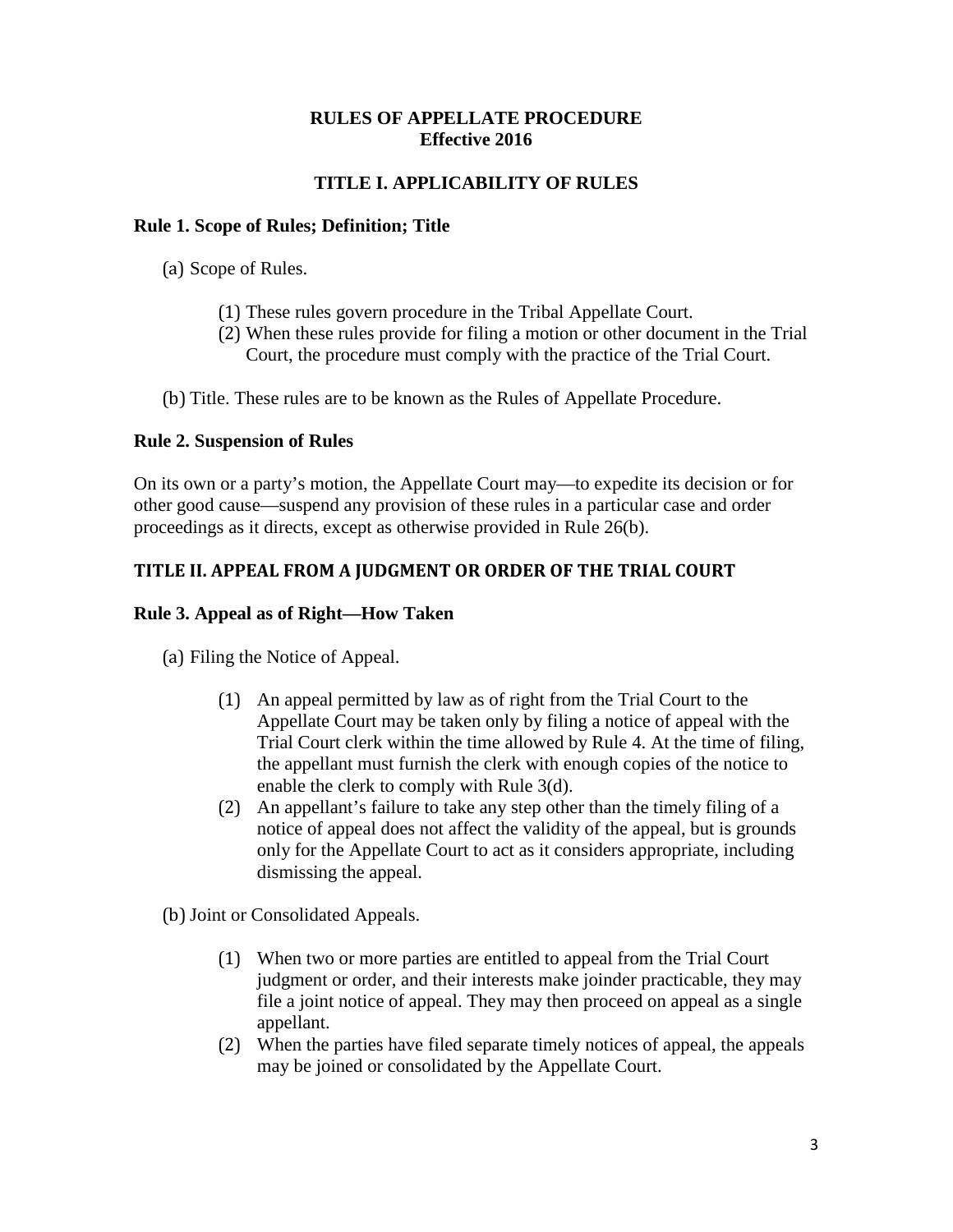# RULES OF APPELLATE PROCEDURE
## Effective 2016

## TITLE I. APPLICABILITY OF RULES

### Rule 1. Scope of Rules; Definition; Title

(a) Scope of Rules.

> (1) These rules govern procedure in the Tribal Appellate Court.
> (2) When these rules provide for filing a motion or other document in the Trial Court, the procedure must comply with the practice of the Trial Court.

(b) Title. These rules are to be known as the Rules of Appellate Procedure.

### Rule 2. Suspension of Rules

On its own or a party's motion, the Appellate Court may—to expedite its decision or for other good cause—suspend any provision of these rules in a particular case and order proceedings as it directs, except as otherwise provided in Rule 26(b).

## TITLE II. APPEAL FROM A JUDGMENT OR ORDER OF THE TRIAL COURT

### Rule 3. Appeal as of Right—How Taken

(a) Filing the Notice of Appeal.

> (1) An appeal permitted by law as of right from the Trial Court to the Appellate Court may be taken only by filing a notice of appeal with the Trial Court clerk within the time allowed by Rule 4. At the time of filing, the appellant must furnish the clerk with enough copies of the notice to enable the clerk to comply with Rule 3(d).
> (2) An appellant's failure to take any step other than the timely filing of a notice of appeal does not affect the validity of the appeal, but is grounds only for the Appellate Court to act as it considers appropriate, including dismissing the appeal.

(b) Joint or Consolidated Appeals.

> (1) When two or more parties are entitled to appeal from the Trial Court judgment or order, and their interests make joinder practicable, they may file a joint notice of appeal. They may then proceed on appeal as a single appellant.
> (2) When the parties have filed separate timely notices of appeal, the appeals may be joined or consolidated by the Appellate Court.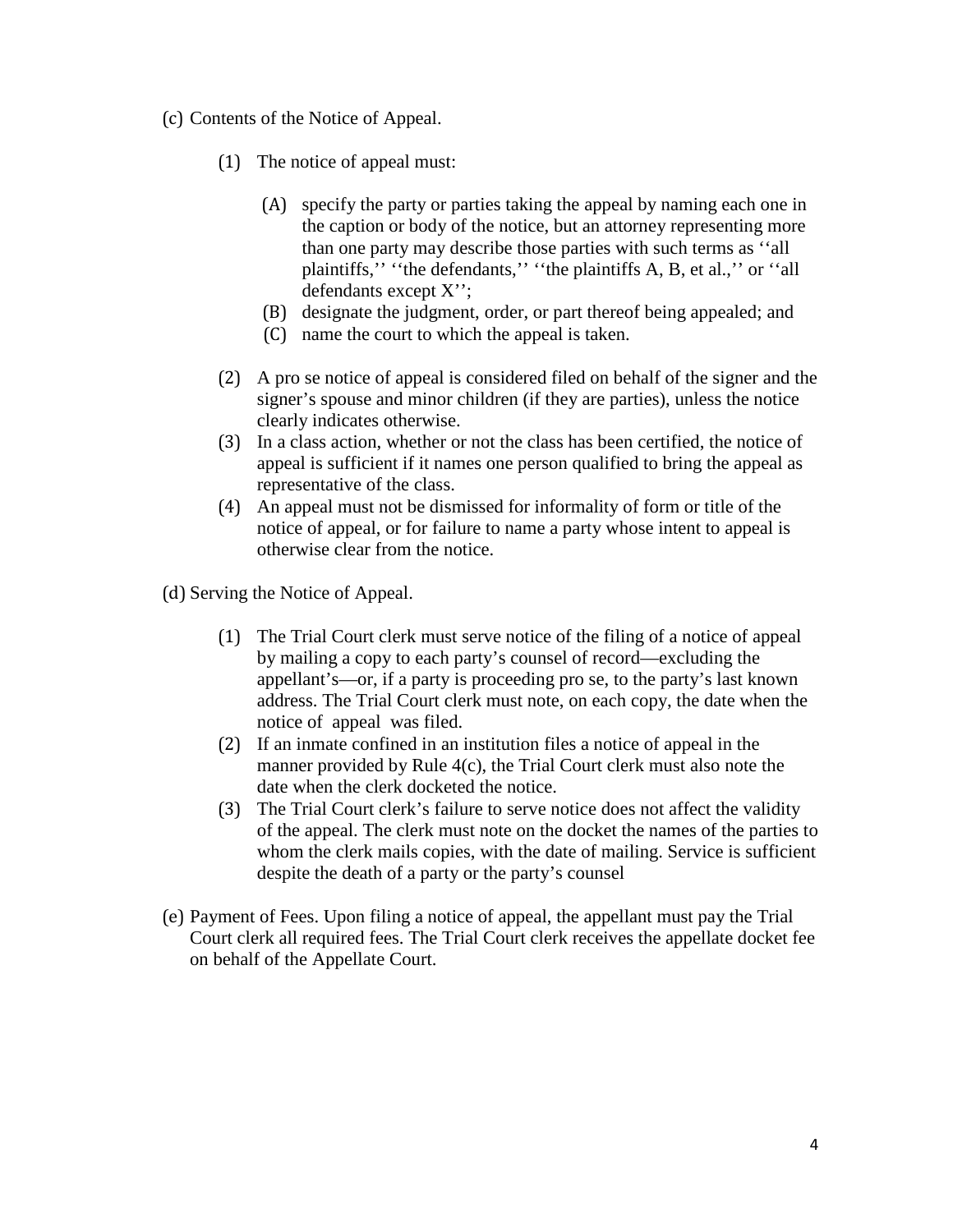(c) Contents of the Notice of Appeal.

(1) The notice of appeal must:

(A) specify the party or parties taking the appeal by naming each one in the caption or body of the notice, but an attorney representing more than one party may describe those parties with such terms as ''all plaintiffs,'' ''the defendants,'' ''the plaintiffs A, B, et al.,'' or ''all defendants except X'';

(B) designate the judgment, order, or part thereof being appealed; and

(C) name the court to which the appeal is taken.

(2) A pro se notice of appeal is considered filed on behalf of the signer and the signer's spouse and minor children (if they are parties), unless the notice clearly indicates otherwise.

(3) In a class action, whether or not the class has been certified, the notice of appeal is sufficient if it names one person qualified to bring the appeal as representative of the class.

(4) An appeal must not be dismissed for informality of form or title of the notice of appeal, or for failure to name a party whose intent to appeal is otherwise clear from the notice.

(d) Serving the Notice of Appeal.

(1) The Trial Court clerk must serve notice of the filing of a notice of appeal by mailing a copy to each party's counsel of record—excluding the appellant's—or, if a party is proceeding pro se, to the party's last known address. The Trial Court clerk must note, on each copy, the date when the notice of appeal was filed.

(2) If an inmate confined in an institution files a notice of appeal in the manner provided by Rule 4(c), the Trial Court clerk must also note the date when the clerk docketed the notice.

(3) The Trial Court clerk's failure to serve notice does not affect the validity of the appeal. The clerk must note on the docket the names of the parties to whom the clerk mails copies, with the date of mailing. Service is sufficient despite the death of a party or the party's counsel

(e) Payment of Fees. Upon filing a notice of appeal, the appellant must pay the Trial Court clerk all required fees. The Trial Court clerk receives the appellate docket fee on behalf of the Appellate Court.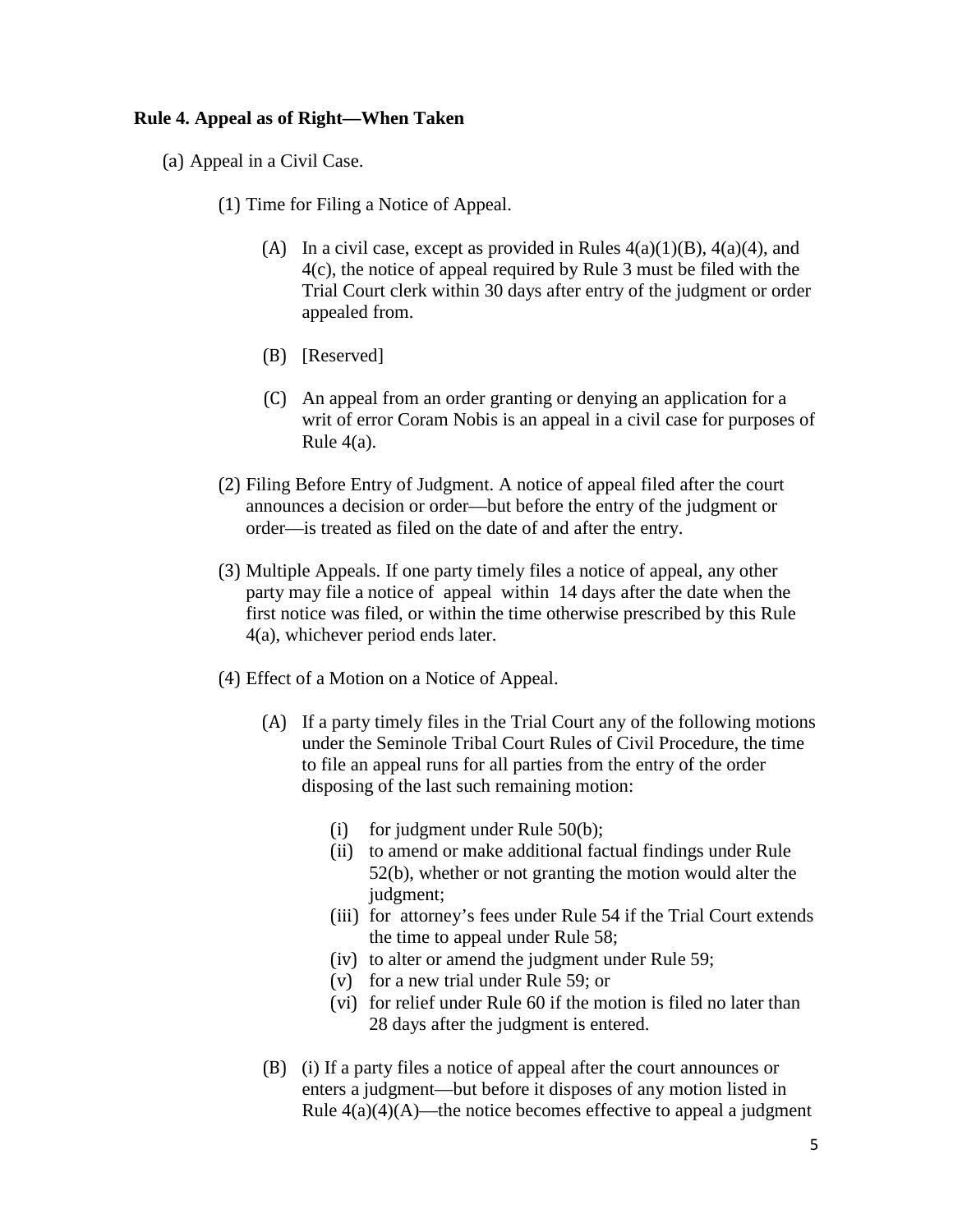**Rule 4. Appeal as of Right—When Taken**

(a) Appeal in a Civil Case.

(1) Time for Filing a Notice of Appeal.

(A) In a civil case, except as provided in Rules 4(a)(1)(B), 4(a)(4), and 4(c), the notice of appeal required by Rule 3 must be filed with the Trial Court clerk within 30 days after entry of the judgment or order appealed from.

(B) [Reserved]

(C) An appeal from an order granting or denying an application for a writ of error Coram Nobis is an appeal in a civil case for purposes of Rule 4(a).

(2) Filing Before Entry of Judgment. A notice of appeal filed after the court announces a decision or order—but before the entry of the judgment or order—is treated as filed on the date of and after the entry.

(3) Multiple Appeals. If one party timely files a notice of appeal, any other party may file a notice of appeal within 14 days after the date when the first notice was filed, or within the time otherwise prescribed by this Rule 4(a), whichever period ends later.

(4) Effect of a Motion on a Notice of Appeal.

(A) If a party timely files in the Trial Court any of the following motions under the Seminole Tribal Court Rules of Civil Procedure, the time to file an appeal runs for all parties from the entry of the order disposing of the last such remaining motion:

(i) for judgment under Rule 50(b);
(ii) to amend or make additional factual findings under Rule 52(b), whether or not granting the motion would alter the judgment;
(iii) for attorney's fees under Rule 54 if the Trial Court extends the time to appeal under Rule 58;
(iv) to alter or amend the judgment under Rule 59;
(v) for a new trial under Rule 59; or
(vi) for relief under Rule 60 if the motion is filed no later than 28 days after the judgment is entered.

(B) (i) If a party files a notice of appeal after the court announces or enters a judgment—but before it disposes of any motion listed in Rule 4(a)(4)(A)—the notice becomes effective to appeal a judgment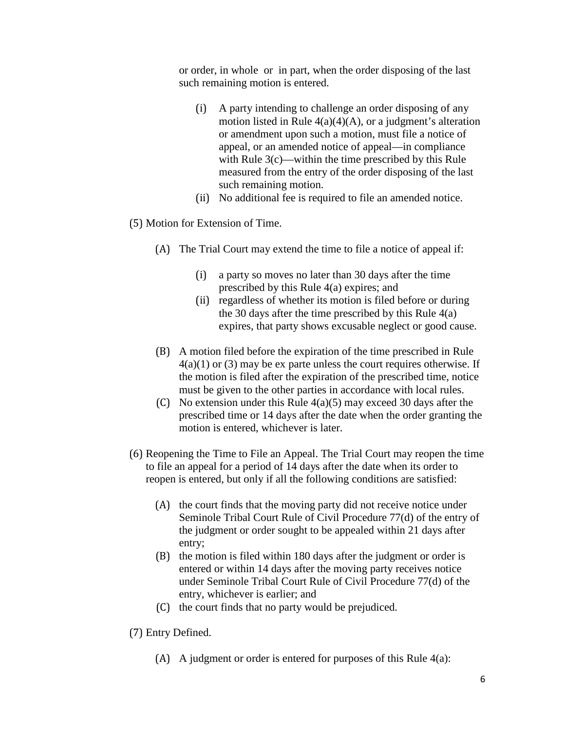or order, in whole or in part, when the order disposing of the last such remaining motion is entered.

(i) A party intending to challenge an order disposing of any motion listed in Rule 4(a)(4)(A), or a judgment's alteration or amendment upon such a motion, must file a notice of appeal, or an amended notice of appeal—in compliance with Rule 3(c)—within the time prescribed by this Rule measured from the entry of the order disposing of the last such remaining motion.

(ii) No additional fee is required to file an amended notice.

(5) Motion for Extension of Time.

(A) The Trial Court may extend the time to file a notice of appeal if:

(i) a party so moves no later than 30 days after the time prescribed by this Rule 4(a) expires; and

(ii) regardless of whether its motion is filed before or during the 30 days after the time prescribed by this Rule 4(a) expires, that party shows excusable neglect or good cause.

(B) A motion filed before the expiration of the time prescribed in Rule 4(a)(1) or (3) may be ex parte unless the court requires otherwise. If the motion is filed after the expiration of the prescribed time, notice must be given to the other parties in accordance with local rules.

(C) No extension under this Rule 4(a)(5) may exceed 30 days after the prescribed time or 14 days after the date when the order granting the motion is entered, whichever is later.

(6) Reopening the Time to File an Appeal. The Trial Court may reopen the time to file an appeal for a period of 14 days after the date when its order to reopen is entered, but only if all the following conditions are satisfied:

(A) the court finds that the moving party did not receive notice under Seminole Tribal Court Rule of Civil Procedure 77(d) of the entry of the judgment or order sought to be appealed within 21 days after entry;

(B) the motion is filed within 180 days after the judgment or order is entered or within 14 days after the moving party receives notice under Seminole Tribal Court Rule of Civil Procedure 77(d) of the entry, whichever is earlier; and

(C) the court finds that no party would be prejudiced.

(7) Entry Defined.

(A) A judgment or order is entered for purposes of this Rule 4(a):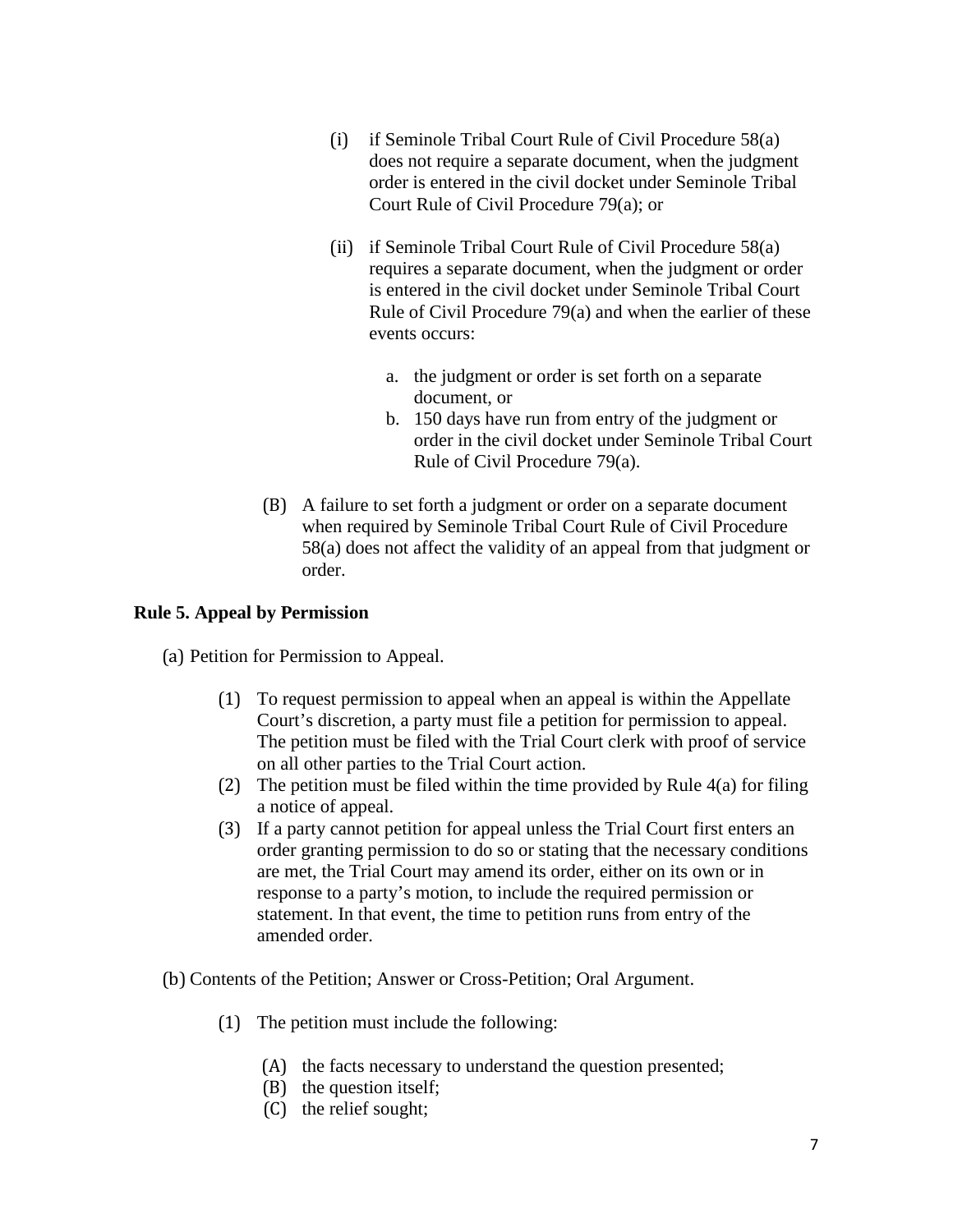(i) if Seminole Tribal Court Rule of Civil Procedure 58(a) does not require a separate document, when the judgment order is entered in the civil docket under Seminole Tribal Court Rule of Civil Procedure 79(a); or

(ii) if Seminole Tribal Court Rule of Civil Procedure 58(a) requires a separate document, when the judgment or order is entered in the civil docket under Seminole Tribal Court Rule of Civil Procedure 79(a) and when the earlier of these events occurs:

a. the judgment or order is set forth on a separate document, or
b. 150 days have run from entry of the judgment or order in the civil docket under Seminole Tribal Court Rule of Civil Procedure 79(a).

(B) A failure to set forth a judgment or order on a separate document when required by Seminole Tribal Court Rule of Civil Procedure 58(a) does not affect the validity of an appeal from that judgment or order.

**Rule 5. Appeal by Permission**

(a) Petition for Permission to Appeal.

(1) To request permission to appeal when an appeal is within the Appellate Court's discretion, a party must file a petition for permission to appeal. The petition must be filed with the Trial Court clerk with proof of service on all other parties to the Trial Court action.

(2) The petition must be filed within the time provided by Rule 4(a) for filing a notice of appeal.

(3) If a party cannot petition for appeal unless the Trial Court first enters an order granting permission to do so or stating that the necessary conditions are met, the Trial Court may amend its order, either on its own or in response to a party's motion, to include the required permission or statement. In that event, the time to petition runs from entry of the amended order.

(b) Contents of the Petition; Answer or Cross-Petition; Oral Argument.

(1) The petition must include the following:

(A) the facts necessary to understand the question presented;
(B) the question itself;
(C) the relief sought;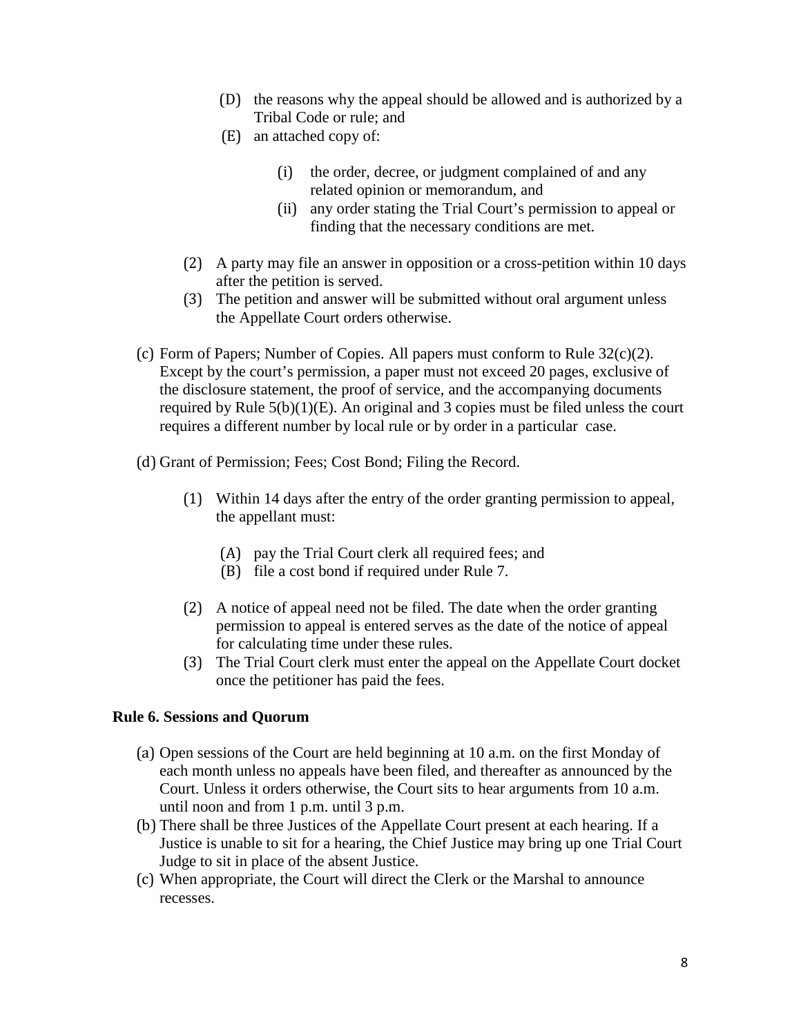- (D) the reasons why the appeal should be allowed and is authorized by a Tribal Code or rule; and
- (E) an attached copy of:
  - (i) the order, decree, or judgment complained of and any related opinion or memorandum, and
  - (ii) any order stating the Trial Court's permission to appeal or finding that the necessary conditions are met.

(2) A party may file an answer in opposition or a cross-petition within 10 days after the petition is served.

(3) The petition and answer will be submitted without oral argument unless the Appellate Court orders otherwise.

(c) Form of Papers; Number of Copies. All papers must conform to Rule 32(c)(2). Except by the court's permission, a paper must not exceed 20 pages, exclusive of the disclosure statement, the proof of service, and the accompanying documents required by Rule 5(b)(1)(E). An original and 3 copies must be filed unless the court requires a different number by local rule or by order in a particular case.

(d) Grant of Permission; Fees; Cost Bond; Filing the Record.

(1) Within 14 days after the entry of the order granting permission to appeal, the appellant must:

- (A) pay the Trial Court clerk all required fees; and
- (B) file a cost bond if required under Rule 7.

(2) A notice of appeal need not be filed. The date when the order granting permission to appeal is entered serves as the date of the notice of appeal for calculating time under these rules.

(3) The Trial Court clerk must enter the appeal on the Appellate Court docket once the petitioner has paid the fees.

**Rule 6. Sessions and Quorum**

(a) Open sessions of the Court are held beginning at 10 a.m. on the first Monday of each month unless no appeals have been filed, and thereafter as announced by the Court. Unless it orders otherwise, the Court sits to hear arguments from 10 a.m. until noon and from 1 p.m. until 3 p.m.

(b) There shall be three Justices of the Appellate Court present at each hearing. If a Justice is unable to sit for a hearing, the Chief Justice may bring up one Trial Court Judge to sit in place of the absent Justice.

(c) When appropriate, the Court will direct the Clerk or the Marshal to announce recesses.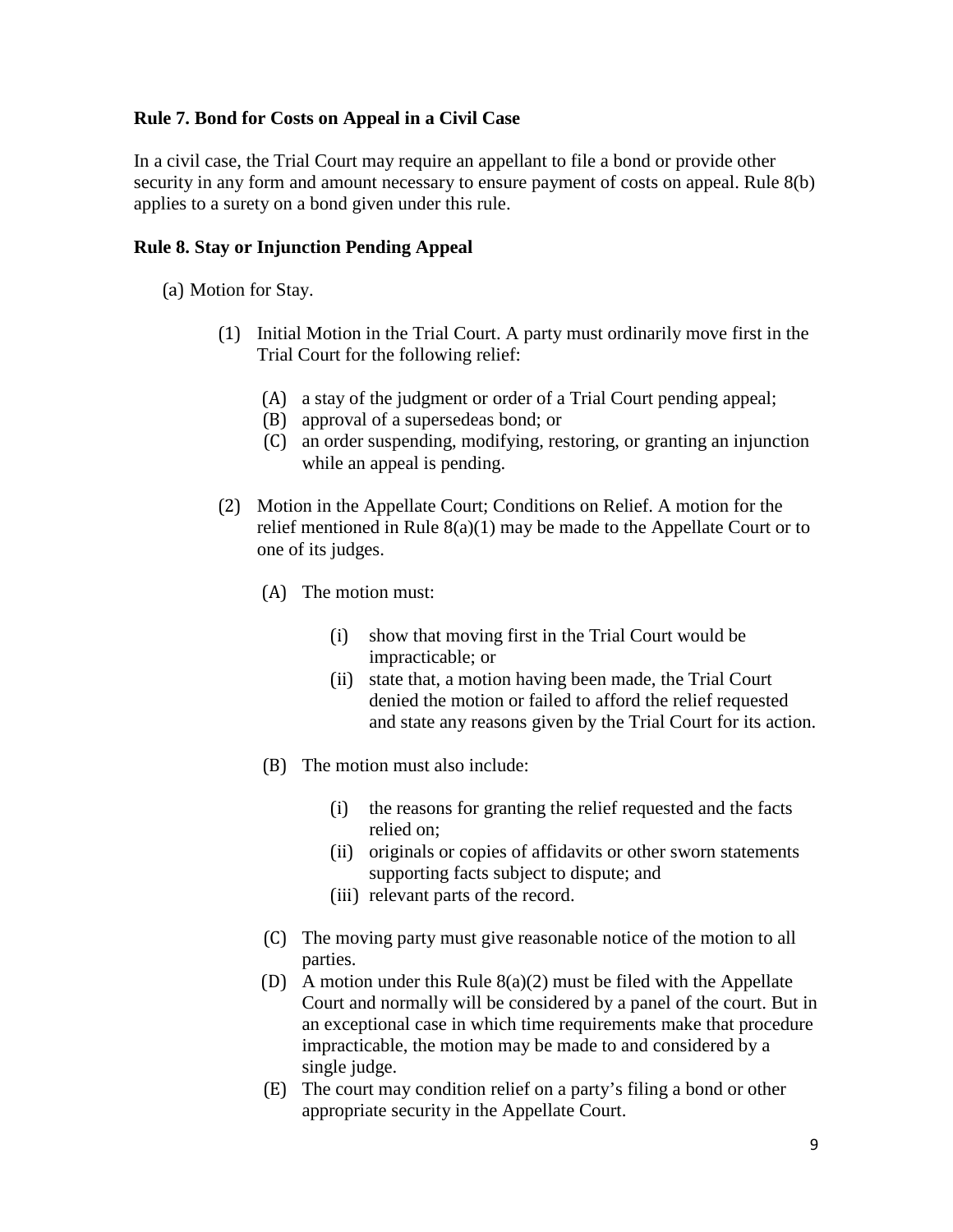**Rule 7. Bond for Costs on Appeal in a Civil Case**

In a civil case, the Trial Court may require an appellant to file a bond or provide other security in any form and amount necessary to ensure payment of costs on appeal. Rule 8(b) applies to a surety on a bond given under this rule.

**Rule 8. Stay or Injunction Pending Appeal**

(a) Motion for Stay.

(1) Initial Motion in the Trial Court. A party must ordinarily move first in the Trial Court for the following relief:

(A) a stay of the judgment or order of a Trial Court pending appeal;
(B) approval of a supersedeas bond; or
(C) an order suspending, modifying, restoring, or granting an injunction while an appeal is pending.

(2) Motion in the Appellate Court; Conditions on Relief. A motion for the relief mentioned in Rule 8(a)(1) may be made to the Appellate Court or to one of its judges.

(A) The motion must:

(i) show that moving first in the Trial Court would be impracticable; or
(ii) state that, a motion having been made, the Trial Court denied the motion or failed to afford the relief requested and state any reasons given by the Trial Court for its action.

(B) The motion must also include:

(i) the reasons for granting the relief requested and the facts relied on;
(ii) originals or copies of affidavits or other sworn statements supporting facts subject to dispute; and
(iii) relevant parts of the record.

(C) The moving party must give reasonable notice of the motion to all parties.
(D) A motion under this Rule 8(a)(2) must be filed with the Appellate Court and normally will be considered by a panel of the court. But in an exceptional case in which time requirements make that procedure impracticable, the motion may be made to and considered by a single judge.
(E) The court may condition relief on a party's filing a bond or other appropriate security in the Appellate Court.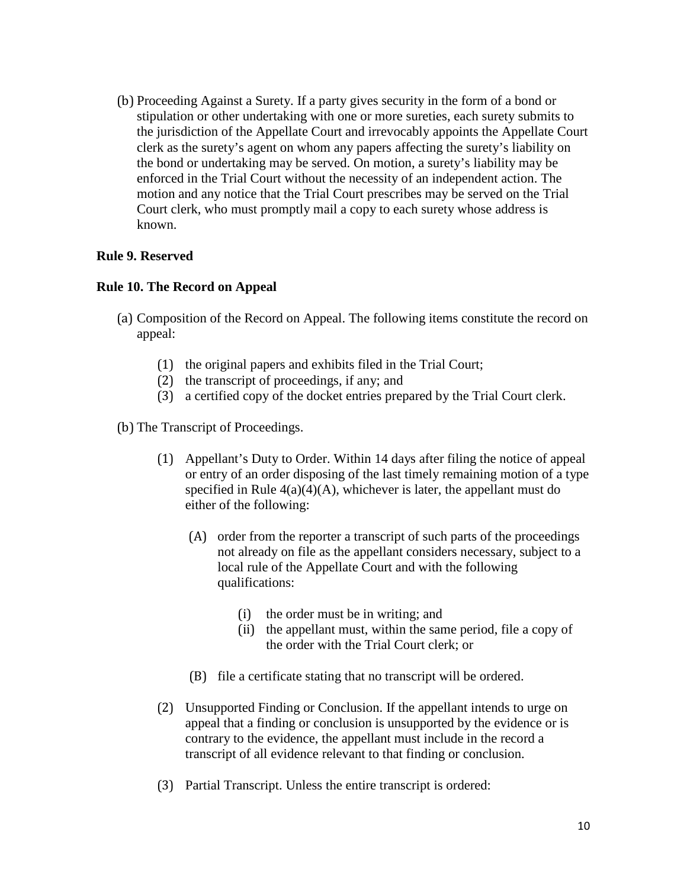(b) Proceeding Against a Surety. If a party gives security in the form of a bond or stipulation or other undertaking with one or more sureties, each surety submits to the jurisdiction of the Appellate Court and irrevocably appoints the Appellate Court clerk as the surety's agent on whom any papers affecting the surety's liability on the bond or undertaking may be served. On motion, a surety's liability may be enforced in the Trial Court without the necessity of an independent action. The motion and any notice that the Trial Court prescribes may be served on the Trial Court clerk, who must promptly mail a copy to each surety whose address is known.

**Rule 9. Reserved**

**Rule 10. The Record on Appeal**

(a) Composition of the Record on Appeal. The following items constitute the record on appeal:

(1) the original papers and exhibits filed in the Trial Court;
(2) the transcript of proceedings, if any; and
(3) a certified copy of the docket entries prepared by the Trial Court clerk.

(b) The Transcript of Proceedings.

(1) Appellant's Duty to Order. Within 14 days after filing the notice of appeal or entry of an order disposing of the last timely remaining motion of a type specified in Rule 4(a)(4)(A), whichever is later, the appellant must do either of the following:

(A) order from the reporter a transcript of such parts of the proceedings not already on file as the appellant considers necessary, subject to a local rule of the Appellate Court and with the following qualifications:

(i) the order must be in writing; and
(ii) the appellant must, within the same period, file a copy of the order with the Trial Court clerk; or

(B) file a certificate stating that no transcript will be ordered.

(2) Unsupported Finding or Conclusion. If the appellant intends to urge on appeal that a finding or conclusion is unsupported by the evidence or is contrary to the evidence, the appellant must include in the record a transcript of all evidence relevant to that finding or conclusion.

(3) Partial Transcript. Unless the entire transcript is ordered: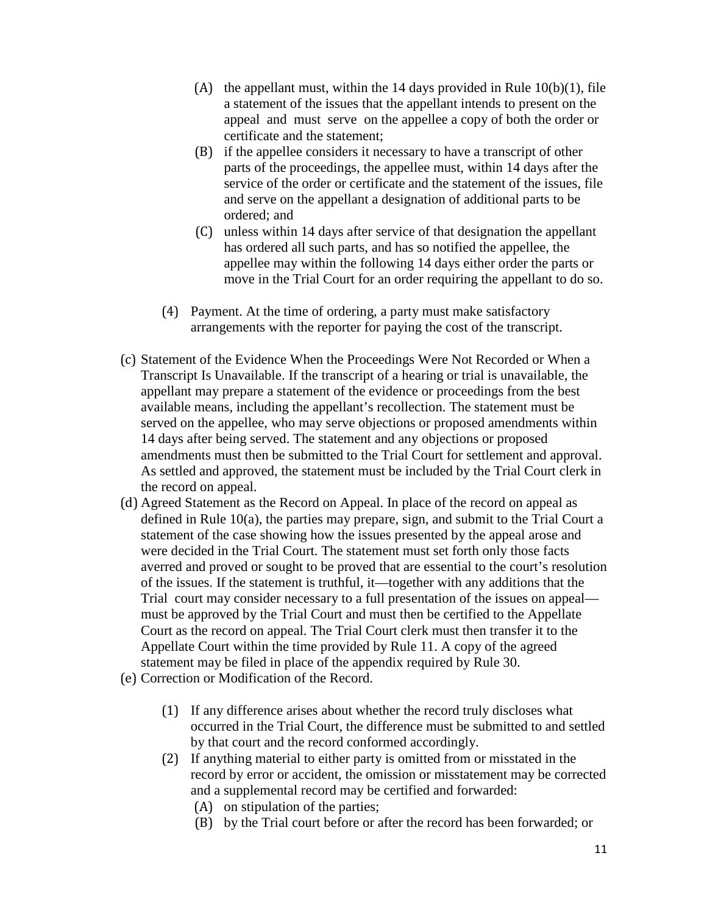(A) the appellant must, within the 14 days provided in Rule 10(b)(1), file a statement of the issues that the appellant intends to present on the appeal and must serve on the appellee a copy of both the order or certificate and the statement;

(B) if the appellee considers it necessary to have a transcript of other parts of the proceedings, the appellee must, within 14 days after the service of the order or certificate and the statement of the issues, file and serve on the appellant a designation of additional parts to be ordered; and

(C) unless within 14 days after service of that designation the appellant has ordered all such parts, and has so notified the appellee, the appellee may within the following 14 days either order the parts or move in the Trial Court for an order requiring the appellant to do so.

(4) Payment. At the time of ordering, a party must make satisfactory arrangements with the reporter for paying the cost of the transcript.

(c) Statement of the Evidence When the Proceedings Were Not Recorded or When a Transcript Is Unavailable. If the transcript of a hearing or trial is unavailable, the appellant may prepare a statement of the evidence or proceedings from the best available means, including the appellant's recollection. The statement must be served on the appellee, who may serve objections or proposed amendments within 14 days after being served. The statement and any objections or proposed amendments must then be submitted to the Trial Court for settlement and approval. As settled and approved, the statement must be included by the Trial Court clerk in the record on appeal.

(d) Agreed Statement as the Record on Appeal. In place of the record on appeal as defined in Rule 10(a), the parties may prepare, sign, and submit to the Trial Court a statement of the case showing how the issues presented by the appeal arose and were decided in the Trial Court. The statement must set forth only those facts averred and proved or sought to be proved that are essential to the court's resolution of the issues. If the statement is truthful, it—together with any additions that the Trial court may consider necessary to a full presentation of the issues on appeal—must be approved by the Trial Court and must then be certified to the Appellate Court as the record on appeal. The Trial Court clerk must then transfer it to the Appellate Court within the time provided by Rule 11. A copy of the agreed statement may be filed in place of the appendix required by Rule 30.

(e) Correction or Modification of the Record.

(1) If any difference arises about whether the record truly discloses what occurred in the Trial Court, the difference must be submitted to and settled by that court and the record conformed accordingly.

(2) If anything material to either party is omitted from or misstated in the record by error or accident, the omission or misstatement may be corrected and a supplemental record may be certified and forwarded:

(A) on stipulation of the parties;

(B) by the Trial court before or after the record has been forwarded; or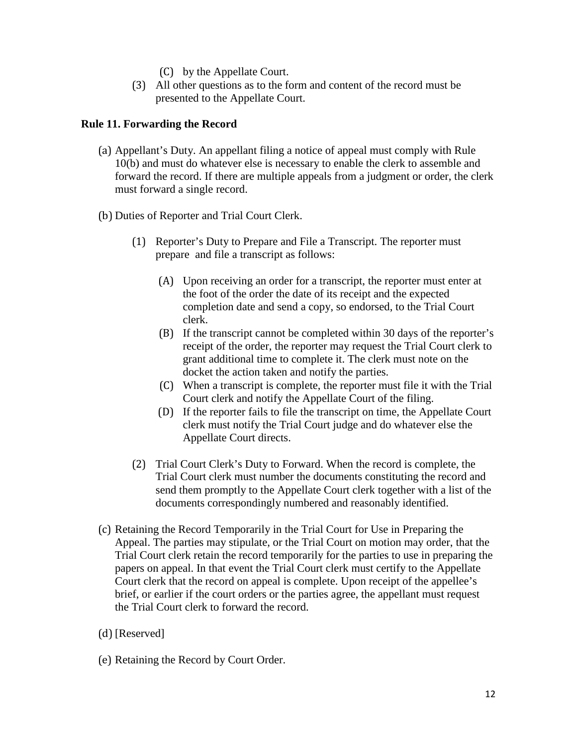(C) by the Appellate Court.

(3) All other questions as to the form and content of the record must be presented to the Appellate Court.

**Rule 11. Forwarding the Record**

(a) Appellant's Duty. An appellant filing a notice of appeal must comply with Rule 10(b) and must do whatever else is necessary to enable the clerk to assemble and forward the record. If there are multiple appeals from a judgment or order, the clerk must forward a single record.

(b) Duties of Reporter and Trial Court Clerk.

(1) Reporter's Duty to Prepare and File a Transcript. The reporter must prepare and file a transcript as follows:

(A) Upon receiving an order for a transcript, the reporter must enter at the foot of the order the date of its receipt and the expected completion date and send a copy, so endorsed, to the Trial Court clerk.

(B) If the transcript cannot be completed within 30 days of the reporter's receipt of the order, the reporter may request the Trial Court clerk to grant additional time to complete it. The clerk must note on the docket the action taken and notify the parties.

(C) When a transcript is complete, the reporter must file it with the Trial Court clerk and notify the Appellate Court of the filing.

(D) If the reporter fails to file the transcript on time, the Appellate Court clerk must notify the Trial Court judge and do whatever else the Appellate Court directs.

(2) Trial Court Clerk's Duty to Forward. When the record is complete, the Trial Court clerk must number the documents constituting the record and send them promptly to the Appellate Court clerk together with a list of the documents correspondingly numbered and reasonably identified.

(c) Retaining the Record Temporarily in the Trial Court for Use in Preparing the Appeal. The parties may stipulate, or the Trial Court on motion may order, that the Trial Court clerk retain the record temporarily for the parties to use in preparing the papers on appeal. In that event the Trial Court clerk must certify to the Appellate Court clerk that the record on appeal is complete. Upon receipt of the appellee's brief, or earlier if the court orders or the parties agree, the appellant must request the Trial Court clerk to forward the record.

(d) [Reserved]

(e) Retaining the Record by Court Order.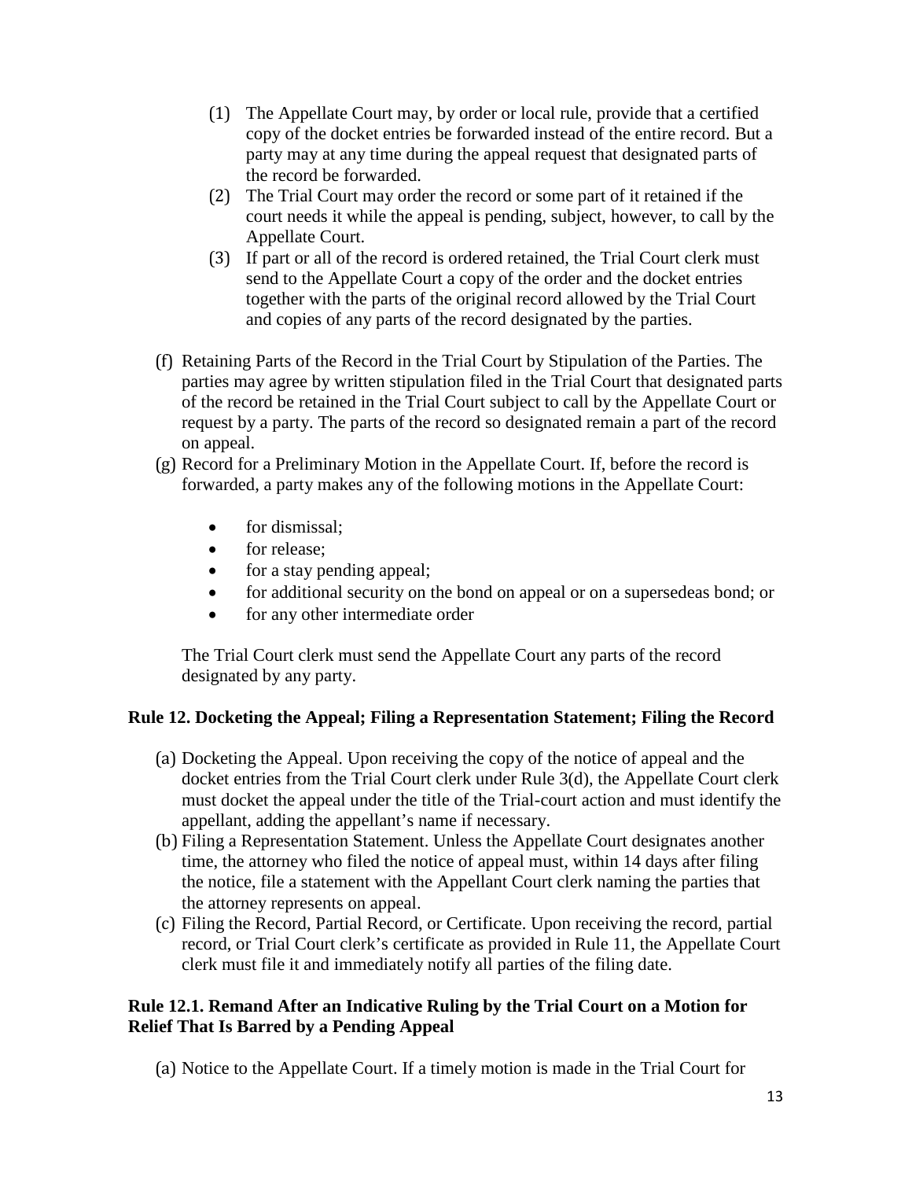(1) The Appellate Court may, by order or local rule, provide that a certified copy of the docket entries be forwarded instead of the entire record. But a party may at any time during the appeal request that designated parts of the record be forwarded.

(2) The Trial Court may order the record or some part of it retained if the court needs it while the appeal is pending, subject, however, to call by the Appellate Court.

(3) If part or all of the record is ordered retained, the Trial Court clerk must send to the Appellate Court a copy of the order and the docket entries together with the parts of the original record allowed by the Trial Court and copies of any parts of the record designated by the parties.

(f) Retaining Parts of the Record in the Trial Court by Stipulation of the Parties. The parties may agree by written stipulation filed in the Trial Court that designated parts of the record be retained in the Trial Court subject to call by the Appellate Court or request by a party. The parts of the record so designated remain a part of the record on appeal.

(g) Record for a Preliminary Motion in the Appellate Court. If, before the record is forwarded, a party makes any of the following motions in the Appellate Court:

- for dismissal;
- for release;
- for a stay pending appeal;
- for additional security on the bond on appeal or on a supersedeas bond; or
- for any other intermediate order

The Trial Court clerk must send the Appellate Court any parts of the record designated by any party.

**Rule 12. Docketing the Appeal; Filing a Representation Statement; Filing the Record**

(a) Docketing the Appeal. Upon receiving the copy of the notice of appeal and the docket entries from the Trial Court clerk under Rule 3(d), the Appellate Court clerk must docket the appeal under the title of the Trial-court action and must identify the appellant, adding the appellant's name if necessary.

(b) Filing a Representation Statement. Unless the Appellate Court designates another time, the attorney who filed the notice of appeal must, within 14 days after filing the notice, file a statement with the Appellant Court clerk naming the parties that the attorney represents on appeal.

(c) Filing the Record, Partial Record, or Certificate. Upon receiving the record, partial record, or Trial Court clerk's certificate as provided in Rule 11, the Appellate Court clerk must file it and immediately notify all parties of the filing date.

**Rule 12.1. Remand After an Indicative Ruling by the Trial Court on a Motion for Relief That Is Barred by a Pending Appeal**

(a) Notice to the Appellate Court. If a timely motion is made in the Trial Court for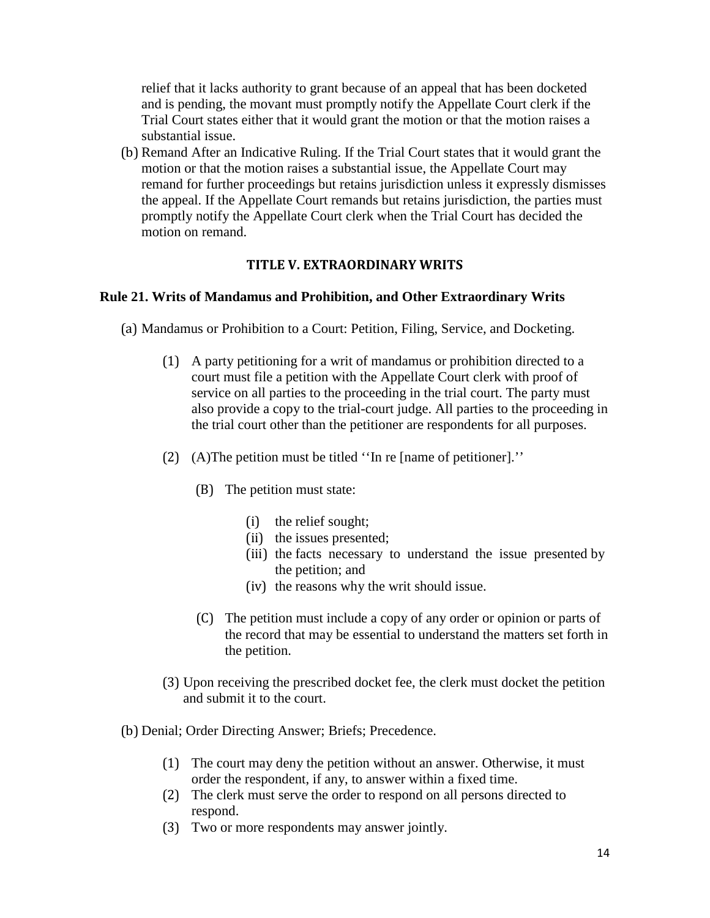relief that it lacks authority to grant because of an appeal that has been docketed and is pending, the movant must promptly notify the Appellate Court clerk if the Trial Court states either that it would grant the motion or that the motion raises a substantial issue.

(b) Remand After an Indicative Ruling. If the Trial Court states that it would grant the motion or that the motion raises a substantial issue, the Appellate Court may remand for further proceedings but retains jurisdiction unless it expressly dismisses the appeal. If the Appellate Court remands but retains jurisdiction, the parties must promptly notify the Appellate Court clerk when the Trial Court has decided the motion on remand.

## TITLE V. EXTRAORDINARY WRITS

### Rule 21. Writs of Mandamus and Prohibition, and Other Extraordinary Writs

(a) Mandamus or Prohibition to a Court: Petition, Filing, Service, and Docketing.

(1) A party petitioning for a writ of mandamus or prohibition directed to a court must file a petition with the Appellate Court clerk with proof of service on all parties to the proceeding in the trial court. The party must also provide a copy to the trial-court judge. All parties to the proceeding in the trial court other than the petitioner are respondents for all purposes.

(2) (A)The petition must be titled ''In re [name of petitioner].''

(B) The petition must state:

(i) the relief sought;
(ii) the issues presented;
(iii) the facts necessary to understand the issue presented by the petition; and
(iv) the reasons why the writ should issue.

(C) The petition must include a copy of any order or opinion or parts of the record that may be essential to understand the matters set forth in the petition.

(3) Upon receiving the prescribed docket fee, the clerk must docket the petition and submit it to the court.

(b) Denial; Order Directing Answer; Briefs; Precedence.

(1) The court may deny the petition without an answer. Otherwise, it must order the respondent, if any, to answer within a fixed time.
(2) The clerk must serve the order to respond on all persons directed to respond.
(3) Two or more respondents may answer jointly.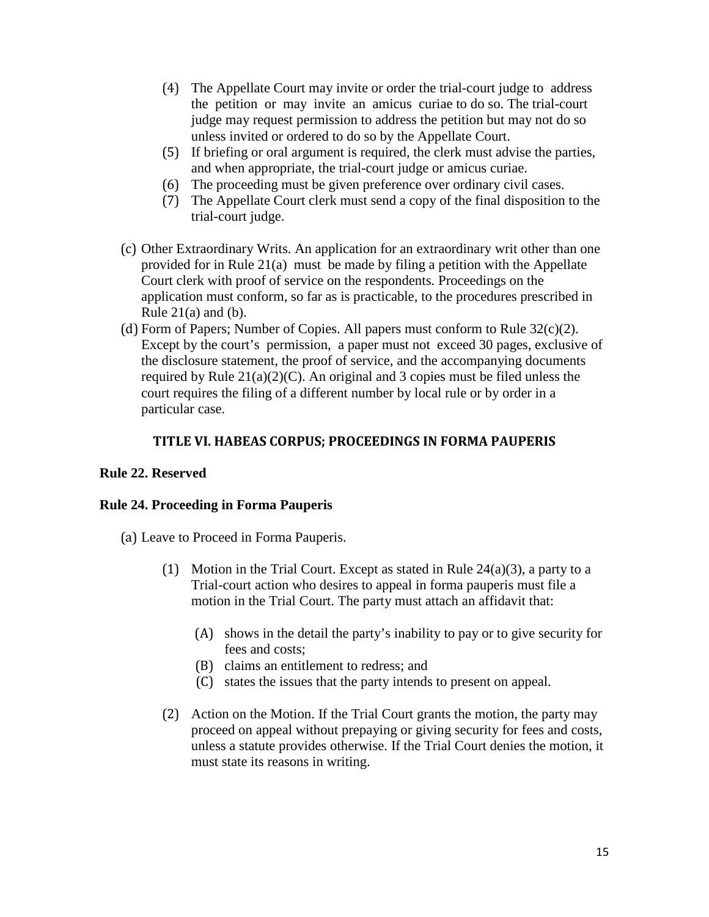(4) The Appellate Court may invite or order the trial-court judge to address the petition or may invite an amicus curiae to do so. The trial-court judge may request permission to address the petition but may not do so unless invited or ordered to do so by the Appellate Court.

(5) If briefing or oral argument is required, the clerk must advise the parties, and when appropriate, the trial-court judge or amicus curiae.

(6) The proceeding must be given preference over ordinary civil cases.

(7) The Appellate Court clerk must send a copy of the final disposition to the trial-court judge.

(c) Other Extraordinary Writs. An application for an extraordinary writ other than one provided for in Rule 21(a) must be made by filing a petition with the Appellate Court clerk with proof of service on the respondents. Proceedings on the application must conform, so far as is practicable, to the procedures prescribed in Rule 21(a) and (b).

(d) Form of Papers; Number of Copies. All papers must conform to Rule 32(c)(2). Except by the court's permission, a paper must not exceed 30 pages, exclusive of the disclosure statement, the proof of service, and the accompanying documents required by Rule 21(a)(2)(C). An original and 3 copies must be filed unless the court requires the filing of a different number by local rule or by order in a particular case.

## TITLE VI. HABEAS CORPUS; PROCEEDINGS IN FORMA PAUPERIS

**Rule 22. Reserved**

**Rule 24. Proceeding in Forma Pauperis**

(a) Leave to Proceed in Forma Pauperis.

(1) Motion in the Trial Court. Except as stated in Rule 24(a)(3), a party to a Trial-court action who desires to appeal in forma pauperis must file a motion in the Trial Court. The party must attach an affidavit that:

(A) shows in the detail the party's inability to pay or to give security for fees and costs;

(B) claims an entitlement to redress; and

(C) states the issues that the party intends to present on appeal.

(2) Action on the Motion. If the Trial Court grants the motion, the party may proceed on appeal without prepaying or giving security for fees and costs, unless a statute provides otherwise. If the Trial Court denies the motion, it must state its reasons in writing.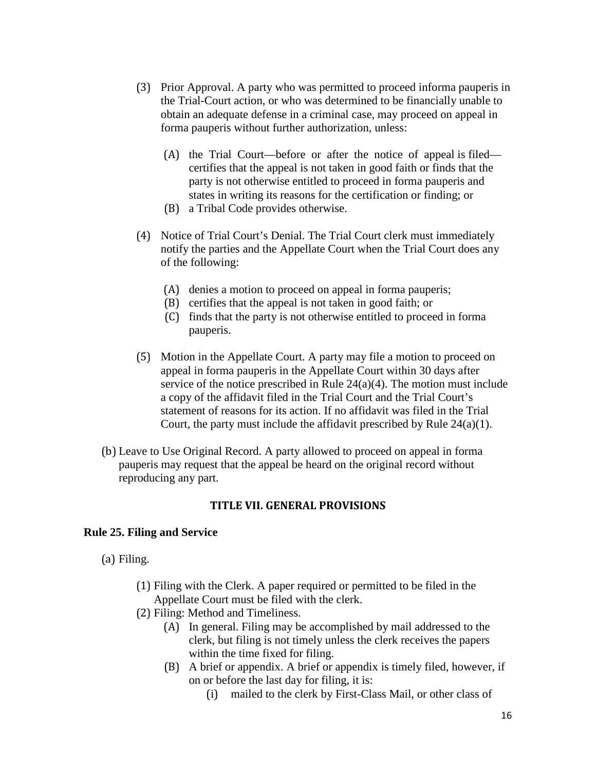(3) Prior Approval. A party who was permitted to proceed informa pauperis in the Trial-Court action, or who was determined to be financially unable to obtain an adequate defense in a criminal case, may proceed on appeal in forma pauperis without further authorization, unless:

   (A) the Trial Court—before or after the notice of appeal is filed—certifies that the appeal is not taken in good faith or finds that the party is not otherwise entitled to proceed in forma pauperis and states in writing its reasons for the certification or finding; or
   (B) a Tribal Code provides otherwise.

(4) Notice of Trial Court's Denial. The Trial Court clerk must immediately notify the parties and the Appellate Court when the Trial Court does any of the following:

   (A) denies a motion to proceed on appeal in forma pauperis;
   (B) certifies that the appeal is not taken in good faith; or
   (C) finds that the party is not otherwise entitled to proceed in forma pauperis.

(5) Motion in the Appellate Court. A party may file a motion to proceed on appeal in forma pauperis in the Appellate Court within 30 days after service of the notice prescribed in Rule 24(a)(4). The motion must include a copy of the affidavit filed in the Trial Court and the Trial Court's statement of reasons for its action. If no affidavit was filed in the Trial Court, the party must include the affidavit prescribed by Rule 24(a)(1).

(b) Leave to Use Original Record. A party allowed to proceed on appeal in forma pauperis may request that the appeal be heard on the original record without reproducing any part.

## TITLE VII. GENERAL PROVISIONS

### Rule 25. Filing and Service

(a) Filing.

   (1) Filing with the Clerk. A paper required or permitted to be filed in the Appellate Court must be filed with the clerk.
   (2) Filing: Method and Timeliness.
      (A) In general. Filing may be accomplished by mail addressed to the clerk, but filing is not timely unless the clerk receives the papers within the time fixed for filing.
      (B) A brief or appendix. A brief or appendix is timely filed, however, if on or before the last day for filing, it is:
         (i) mailed to the clerk by First-Class Mail, or other class of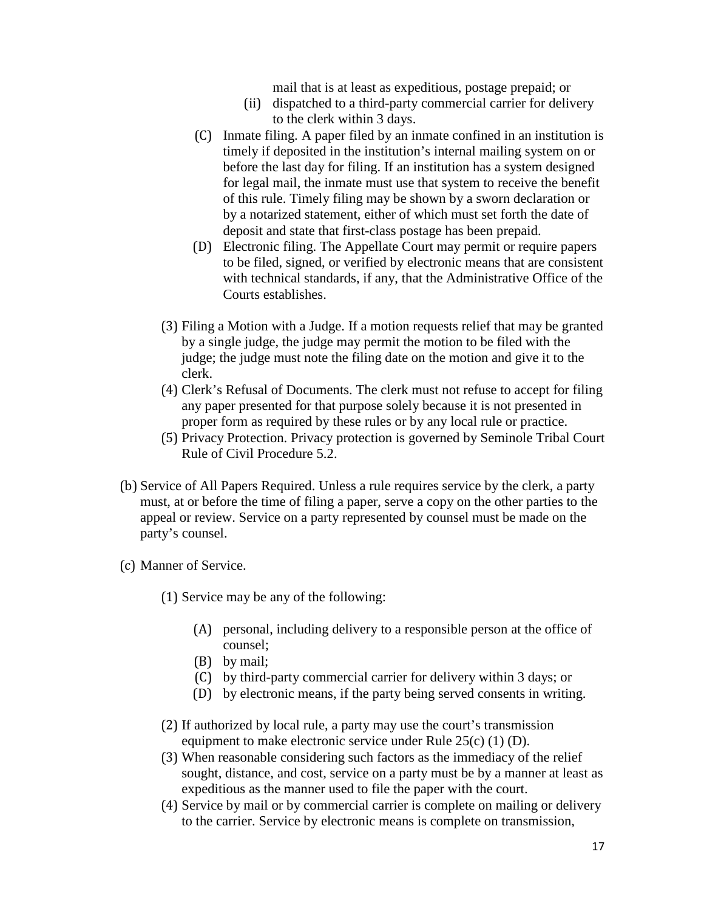mail that is at least as expeditious, postage prepaid; or

(ii) dispatched to a third-party commercial carrier for delivery to the clerk within 3 days.

(C) Inmate filing. A paper filed by an inmate confined in an institution is timely if deposited in the institution's internal mailing system on or before the last day for filing. If an institution has a system designed for legal mail, the inmate must use that system to receive the benefit of this rule. Timely filing may be shown by a sworn declaration or by a notarized statement, either of which must set forth the date of deposit and state that first-class postage has been prepaid.

(D) Electronic filing. The Appellate Court may permit or require papers to be filed, signed, or verified by electronic means that are consistent with technical standards, if any, that the Administrative Office of the Courts establishes.

(3) Filing a Motion with a Judge. If a motion requests relief that may be granted by a single judge, the judge may permit the motion to be filed with the judge; the judge must note the filing date on the motion and give it to the clerk.

(4) Clerk's Refusal of Documents. The clerk must not refuse to accept for filing any paper presented for that purpose solely because it is not presented in proper form as required by these rules or by any local rule or practice.

(5) Privacy Protection. Privacy protection is governed by Seminole Tribal Court Rule of Civil Procedure 5.2.

(b) Service of All Papers Required. Unless a rule requires service by the clerk, a party must, at or before the time of filing a paper, serve a copy on the other parties to the appeal or review. Service on a party represented by counsel must be made on the party's counsel.

(c) Manner of Service.

(1) Service may be any of the following:

(A) personal, including delivery to a responsible person at the office of counsel;

(B) by mail;

(C) by third-party commercial carrier for delivery within 3 days; or

(D) by electronic means, if the party being served consents in writing.

(2) If authorized by local rule, a party may use the court's transmission equipment to make electronic service under Rule 25(c) (1) (D).

(3) When reasonable considering such factors as the immediacy of the relief sought, distance, and cost, service on a party must be by a manner at least as expeditious as the manner used to file the paper with the court.

(4) Service by mail or by commercial carrier is complete on mailing or delivery to the carrier. Service by electronic means is complete on transmission,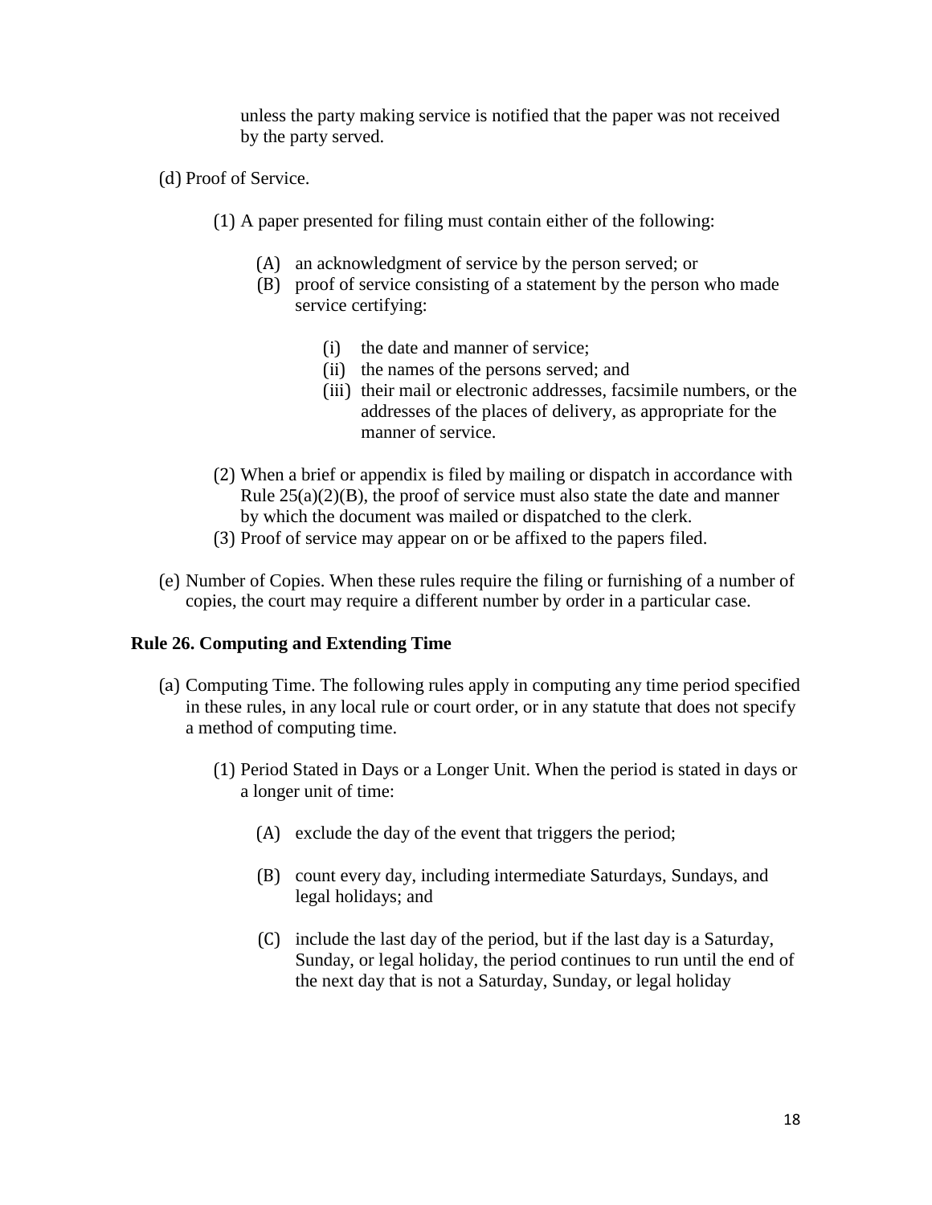unless the party making service is notified that the paper was not received by the party served.

(d) Proof of Service.

(1) A paper presented for filing must contain either of the following:

(A) an acknowledgment of service by the person served; or

(B) proof of service consisting of a statement by the person who made service certifying:

(i) the date and manner of service;

(ii) the names of the persons served; and

(iii) their mail or electronic addresses, facsimile numbers, or the addresses of the places of delivery, as appropriate for the manner of service.

(2) When a brief or appendix is filed by mailing or dispatch in accordance with Rule 25(a)(2)(B), the proof of service must also state the date and manner by which the document was mailed or dispatched to the clerk.

(3) Proof of service may appear on or be affixed to the papers filed.

(e) Number of Copies. When these rules require the filing or furnishing of a number of copies, the court may require a different number by order in a particular case.

**Rule 26. Computing and Extending Time**

(a) Computing Time. The following rules apply in computing any time period specified in these rules, in any local rule or court order, or in any statute that does not specify a method of computing time.

(1) Period Stated in Days or a Longer Unit. When the period is stated in days or a longer unit of time:

(A) exclude the day of the event that triggers the period;

(B) count every day, including intermediate Saturdays, Sundays, and legal holidays; and

(C) include the last day of the period, but if the last day is a Saturday, Sunday, or legal holiday, the period continues to run until the end of the next day that is not a Saturday, Sunday, or legal holiday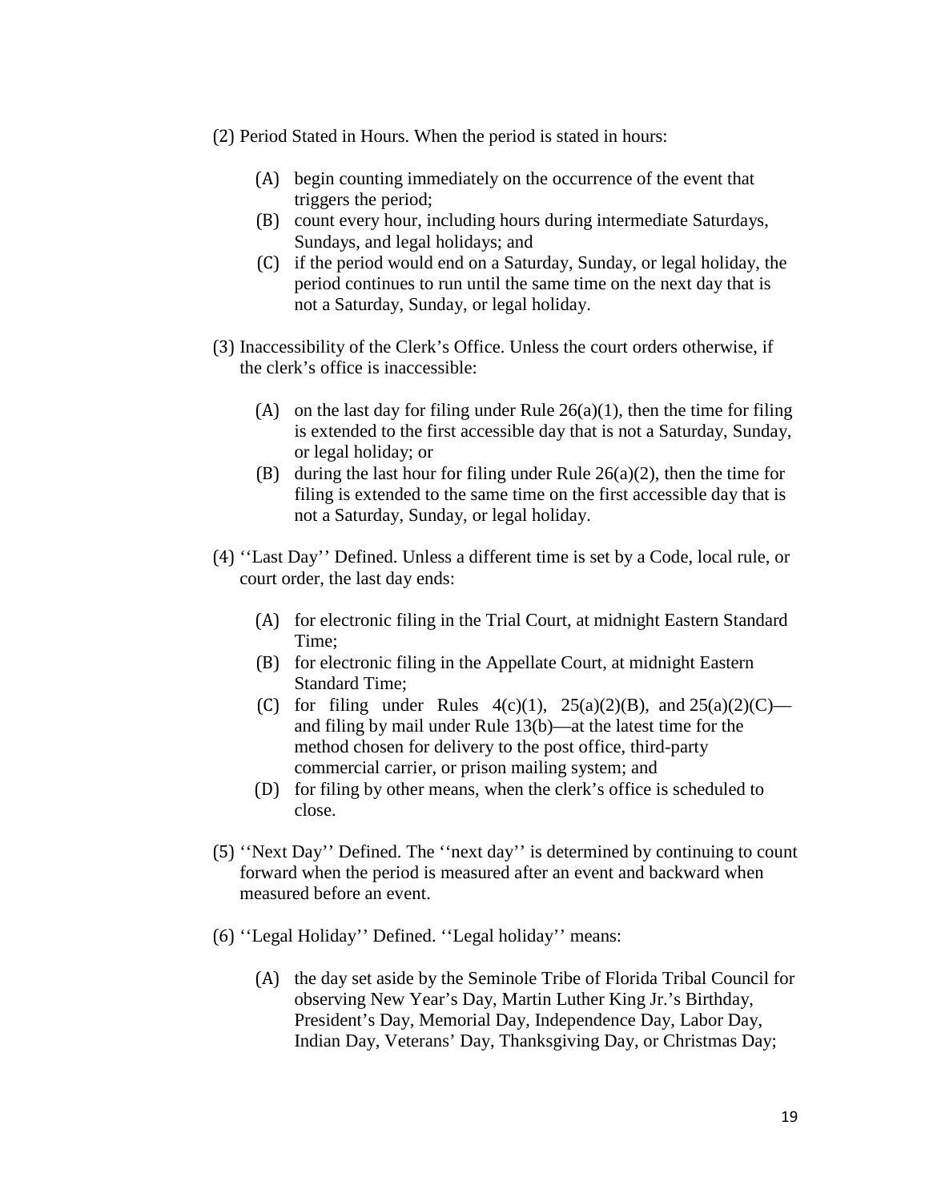(2) Period Stated in Hours. When the period is stated in hours:

- (A) begin counting immediately on the occurrence of the event that triggers the period;
- (B) count every hour, including hours during intermediate Saturdays, Sundays, and legal holidays; and
- (C) if the period would end on a Saturday, Sunday, or legal holiday, the period continues to run until the same time on the next day that is not a Saturday, Sunday, or legal holiday.

(3) Inaccessibility of the Clerk's Office. Unless the court orders otherwise, if the clerk's office is inaccessible:

- (A) on the last day for filing under Rule 26(a)(1), then the time for filing is extended to the first accessible day that is not a Saturday, Sunday, or legal holiday; or
- (B) during the last hour for filing under Rule 26(a)(2), then the time for filing is extended to the same time on the first accessible day that is not a Saturday, Sunday, or legal holiday.

(4) ''Last Day'' Defined. Unless a different time is set by a Code, local rule, or court order, the last day ends:

- (A) for electronic filing in the Trial Court, at midnight Eastern Standard Time;
- (B) for electronic filing in the Appellate Court, at midnight Eastern Standard Time;
- (C) for filing under Rules 4(c)(1), 25(a)(2)(B), and 25(a)(2)(C)—and filing by mail under Rule 13(b)—at the latest time for the method chosen for delivery to the post office, third-party commercial carrier, or prison mailing system; and
- (D) for filing by other means, when the clerk's office is scheduled to close.

(5) ''Next Day'' Defined. The ''next day'' is determined by continuing to count forward when the period is measured after an event and backward when measured before an event.

(6) ''Legal Holiday'' Defined. ''Legal holiday'' means:

- (A) the day set aside by the Seminole Tribe of Florida Tribal Council for observing New Year's Day, Martin Luther King Jr.'s Birthday, President's Day, Memorial Day, Independence Day, Labor Day, Indian Day, Veterans' Day, Thanksgiving Day, or Christmas Day;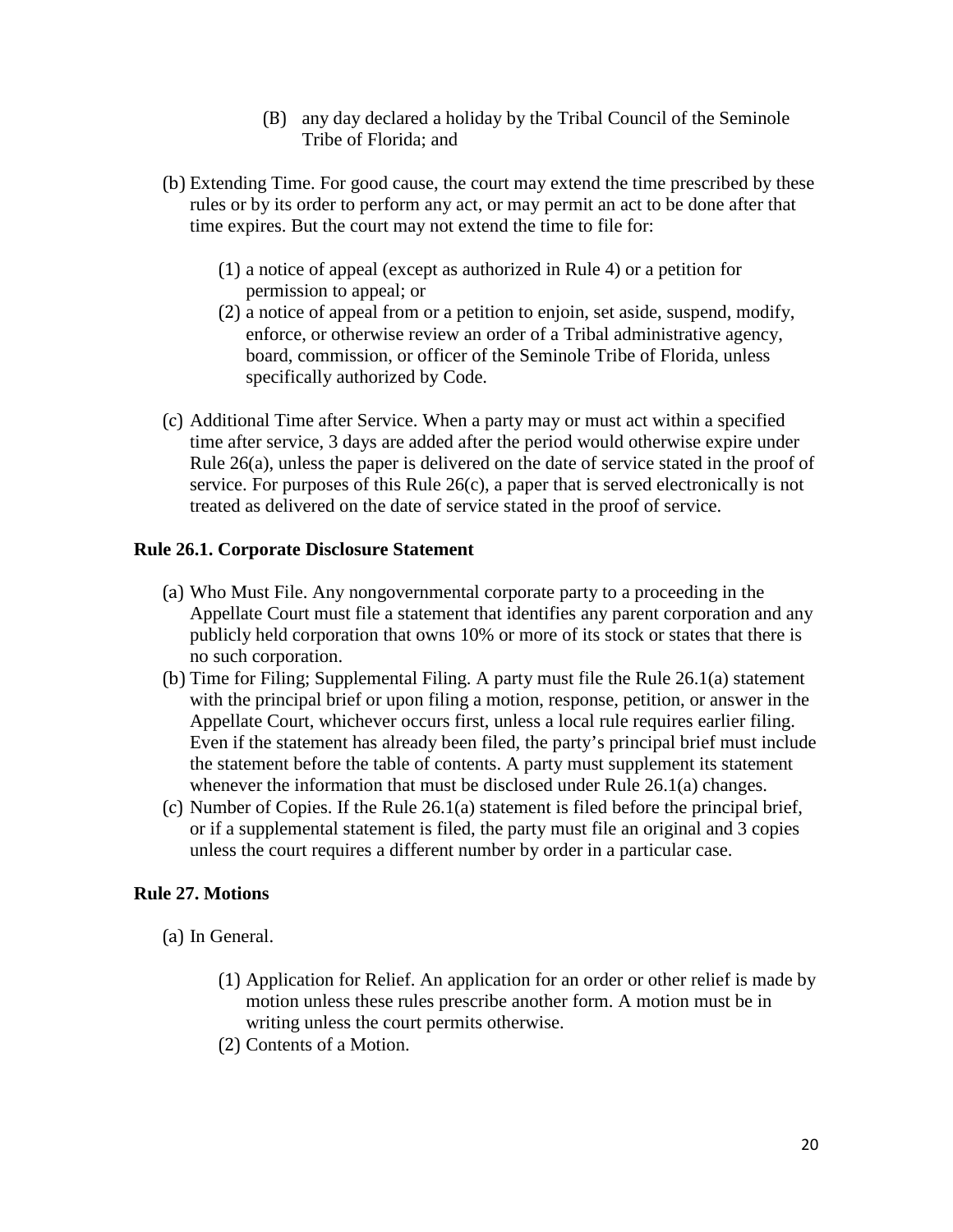(B) any day declared a holiday by the Tribal Council of the Seminole Tribe of Florida; and

(b) Extending Time. For good cause, the court may extend the time prescribed by these rules or by its order to perform any act, or may permit an act to be done after that time expires. But the court may not extend the time to file for:

(1) a notice of appeal (except as authorized in Rule 4) or a petition for permission to appeal; or

(2) a notice of appeal from or a petition to enjoin, set aside, suspend, modify, enforce, or otherwise review an order of a Tribal administrative agency, board, commission, or officer of the Seminole Tribe of Florida, unless specifically authorized by Code.

(c) Additional Time after Service. When a party may or must act within a specified time after service, 3 days are added after the period would otherwise expire under Rule 26(a), unless the paper is delivered on the date of service stated in the proof of service. For purposes of this Rule 26(c), a paper that is served electronically is not treated as delivered on the date of service stated in the proof of service.

**Rule 26.1. Corporate Disclosure Statement**

(a) Who Must File. Any nongovernmental corporate party to a proceeding in the Appellate Court must file a statement that identifies any parent corporation and any publicly held corporation that owns 10% or more of its stock or states that there is no such corporation.

(b) Time for Filing; Supplemental Filing. A party must file the Rule 26.1(a) statement with the principal brief or upon filing a motion, response, petition, or answer in the Appellate Court, whichever occurs first, unless a local rule requires earlier filing. Even if the statement has already been filed, the party's principal brief must include the statement before the table of contents. A party must supplement its statement whenever the information that must be disclosed under Rule 26.1(a) changes.

(c) Number of Copies. If the Rule 26.1(a) statement is filed before the principal brief, or if a supplemental statement is filed, the party must file an original and 3 copies unless the court requires a different number by order in a particular case.

**Rule 27. Motions**

(a) In General.

(1) Application for Relief. An application for an order or other relief is made by motion unless these rules prescribe another form. A motion must be in writing unless the court permits otherwise.

(2) Contents of a Motion.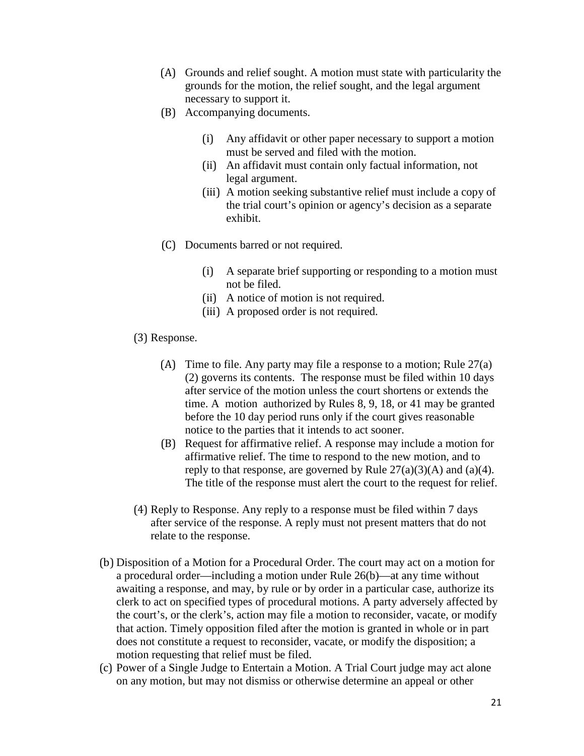(A) Grounds and relief sought. A motion must state with particularity the grounds for the motion, the relief sought, and the legal argument necessary to support it.

(B) Accompanying documents.

  (i) Any affidavit or other paper necessary to support a motion must be served and filed with the motion.
  (ii) An affidavit must contain only factual information, not legal argument.
  (iii) A motion seeking substantive relief must include a copy of the trial court's opinion or agency's decision as a separate exhibit.

(C) Documents barred or not required.

  (i) A separate brief supporting or responding to a motion must not be filed.
  (ii) A notice of motion is not required.
  (iii) A proposed order is not required.

(3) Response.

(A) Time to file. Any party may file a response to a motion; Rule 27(a)(2) governs its contents. The response must be filed within 10 days after service of the motion unless the court shortens or extends the time. A motion authorized by Rules 8, 9, 18, or 41 may be granted before the 10 day period runs only if the court gives reasonable notice to the parties that it intends to act sooner.

(B) Request for affirmative relief. A response may include a motion for affirmative relief. The time to respond to the new motion, and to reply to that response, are governed by Rule 27(a)(3)(A) and (a)(4). The title of the response must alert the court to the request for relief.

(4) Reply to Response. Any reply to a response must be filed within 7 days after service of the response. A reply must not present matters that do not relate to the response.

(b) Disposition of a Motion for a Procedural Order. The court may act on a motion for a procedural order—including a motion under Rule 26(b)—at any time without awaiting a response, and may, by rule or by order in a particular case, authorize its clerk to act on specified types of procedural motions. A party adversely affected by the court's, or the clerk's, action may file a motion to reconsider, vacate, or modify that action. Timely opposition filed after the motion is granted in whole or in part does not constitute a request to reconsider, vacate, or modify the disposition; a motion requesting that relief must be filed.

(c) Power of a Single Judge to Entertain a Motion. A Trial Court judge may act alone on any motion, but may not dismiss or otherwise determine an appeal or other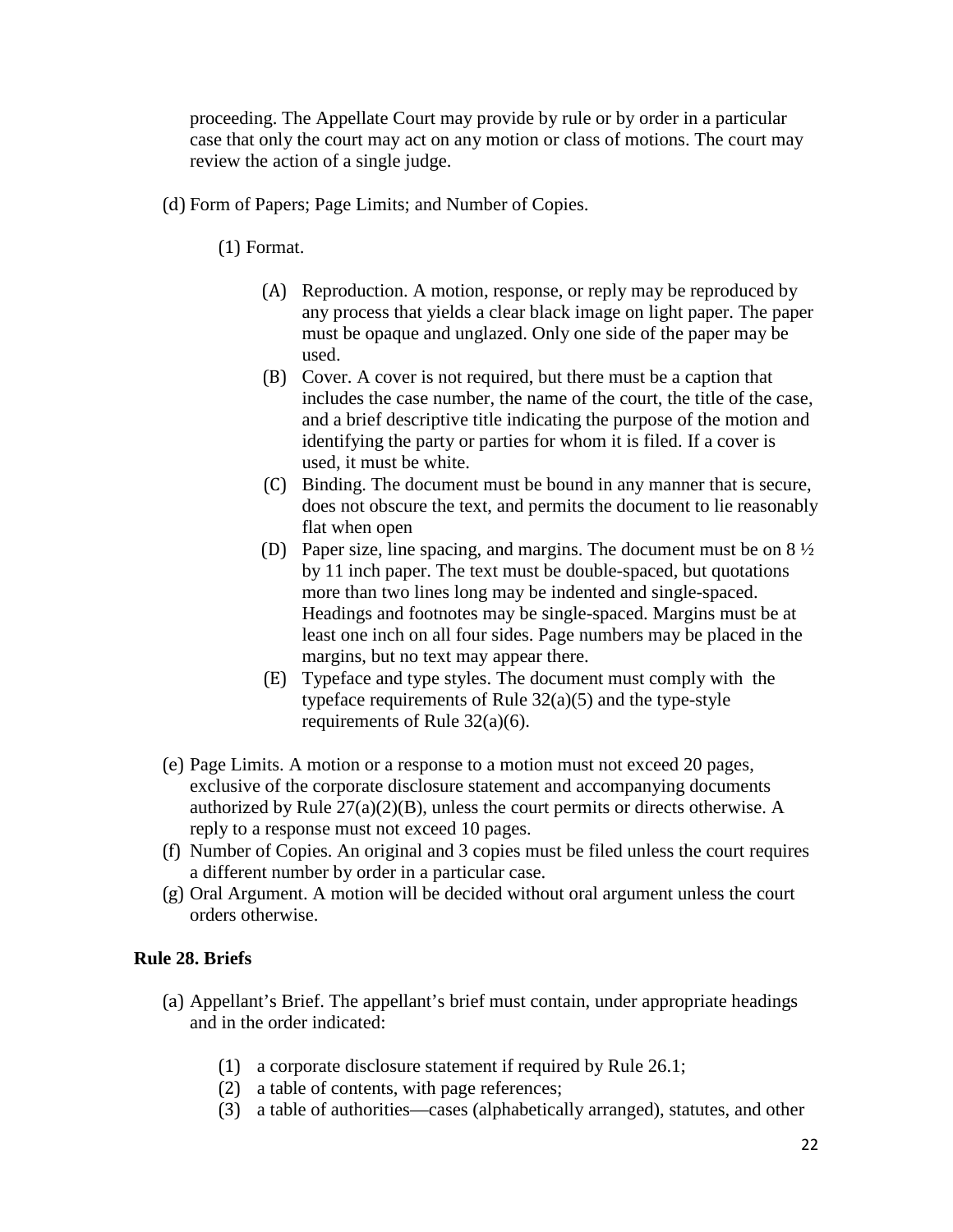proceeding. The Appellate Court may provide by rule or by order in a particular case that only the court may act on any motion or class of motions. The court may review the action of a single judge.

(d) Form of Papers; Page Limits; and Number of Copies.

(1) Format.

(A) Reproduction. A motion, response, or reply may be reproduced by any process that yields a clear black image on light paper. The paper must be opaque and unglazed. Only one side of the paper may be used.

(B) Cover. A cover is not required, but there must be a caption that includes the case number, the name of the court, the title of the case, and a brief descriptive title indicating the purpose of the motion and identifying the party or parties for whom it is filed. If a cover is used, it must be white.

(C) Binding. The document must be bound in any manner that is secure, does not obscure the text, and permits the document to lie reasonably flat when open

(D) Paper size, line spacing, and margins. The document must be on 8 ½ by 11 inch paper. The text must be double-spaced, but quotations more than two lines long may be indented and single-spaced. Headings and footnotes may be single-spaced. Margins must be at least one inch on all four sides. Page numbers may be placed in the margins, but no text may appear there.

(E) Typeface and type styles. The document must comply with the typeface requirements of Rule 32(a)(5) and the type-style requirements of Rule 32(a)(6).

(e) Page Limits. A motion or a response to a motion must not exceed 20 pages, exclusive of the corporate disclosure statement and accompanying documents authorized by Rule 27(a)(2)(B), unless the court permits or directs otherwise. A reply to a response must not exceed 10 pages.

(f) Number of Copies. An original and 3 copies must be filed unless the court requires a different number by order in a particular case.

(g) Oral Argument. A motion will be decided without oral argument unless the court orders otherwise.

**Rule 28. Briefs**

(a) Appellant's Brief. The appellant's brief must contain, under appropriate headings and in the order indicated:

(1) a corporate disclosure statement if required by Rule 26.1;

(2) a table of contents, with page references;

(3) a table of authorities—cases (alphabetically arranged), statutes, and other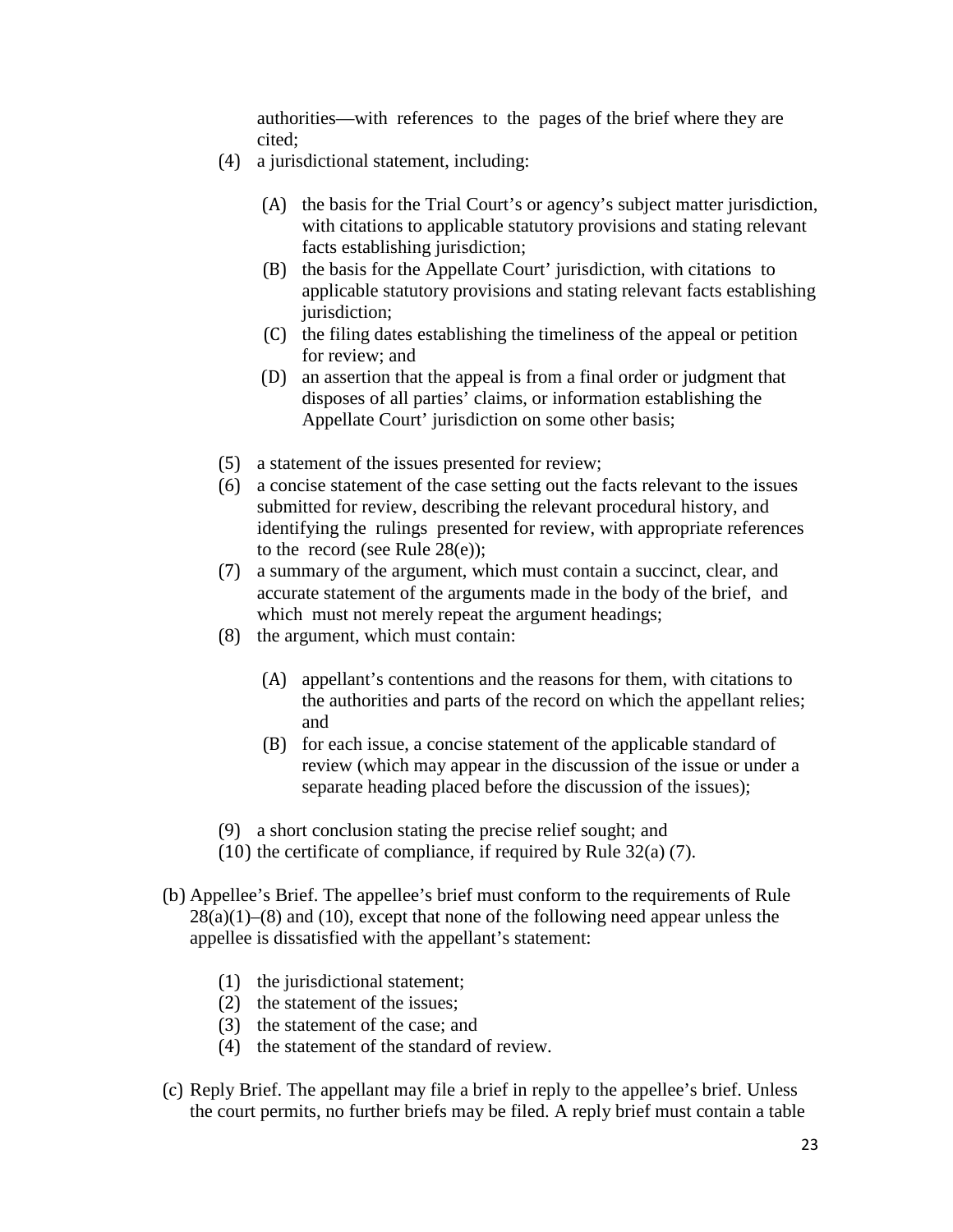authorities—with references to the pages of the brief where they are cited;

(4) a jurisdictional statement, including:

  (A) the basis for the Trial Court's or agency's subject matter jurisdiction, with citations to applicable statutory provisions and stating relevant facts establishing jurisdiction;
  (B) the basis for the Appellate Court' jurisdiction, with citations to applicable statutory provisions and stating relevant facts establishing jurisdiction;
  (C) the filing dates establishing the timeliness of the appeal or petition for review; and
  (D) an assertion that the appeal is from a final order or judgment that disposes of all parties' claims, or information establishing the Appellate Court' jurisdiction on some other basis;

(5) a statement of the issues presented for review;

(6) a concise statement of the case setting out the facts relevant to the issues submitted for review, describing the relevant procedural history, and identifying the rulings presented for review, with appropriate references to the record (see Rule 28(e));

(7) a summary of the argument, which must contain a succinct, clear, and accurate statement of the arguments made in the body of the brief, and which must not merely repeat the argument headings;

(8) the argument, which must contain:

  (A) appellant's contentions and the reasons for them, with citations to the authorities and parts of the record on which the appellant relies; and
  (B) for each issue, a concise statement of the applicable standard of review (which may appear in the discussion of the issue or under a separate heading placed before the discussion of the issues);

(9) a short conclusion stating the precise relief sought; and

(10) the certificate of compliance, if required by Rule 32(a) (7).

(b) Appellee's Brief. The appellee's brief must conform to the requirements of Rule 28(a)(1)–(8) and (10), except that none of the following need appear unless the appellee is dissatisfied with the appellant's statement:

  (1) the jurisdictional statement;
  (2) the statement of the issues;
  (3) the statement of the case; and
  (4) the statement of the standard of review.

(c) Reply Brief. The appellant may file a brief in reply to the appellee's brief. Unless the court permits, no further briefs may be filed. A reply brief must contain a table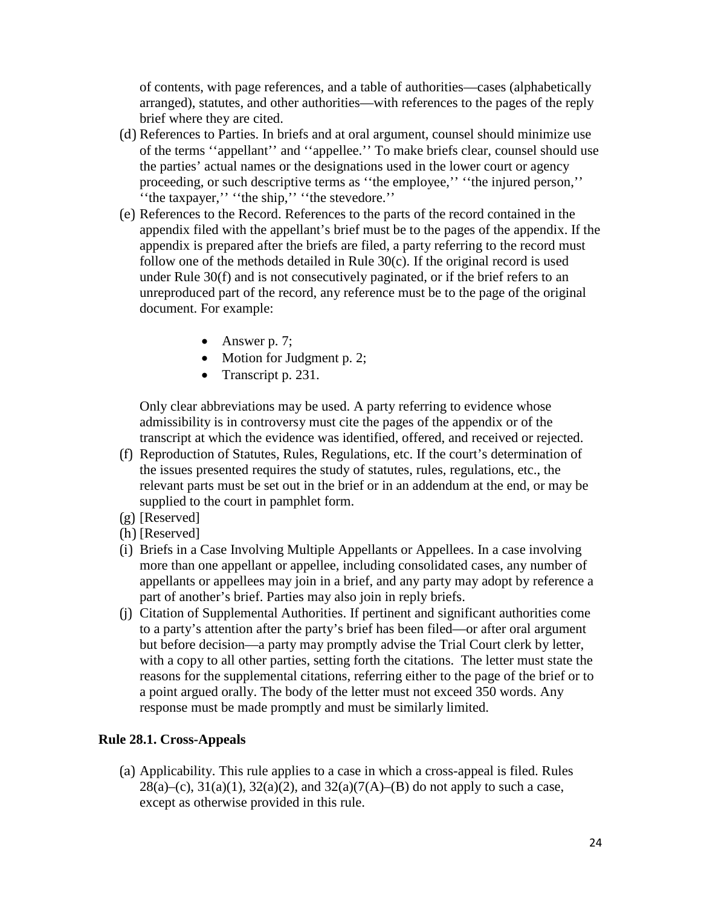of contents, with page references, and a table of authorities—cases (alphabetically arranged), statutes, and other authorities—with references to the pages of the reply brief where they are cited.

(d) References to Parties. In briefs and at oral argument, counsel should minimize use of the terms ''appellant'' and ''appellee.'' To make briefs clear, counsel should use the parties' actual names or the designations used in the lower court or agency proceeding, or such descriptive terms as ''the employee,'' ''the injured person,'' ''the taxpayer,'' ''the ship,'' ''the stevedore.''

(e) References to the Record. References to the parts of the record contained in the appendix filed with the appellant's brief must be to the pages of the appendix. If the appendix is prepared after the briefs are filed, a party referring to the record must follow one of the methods detailed in Rule 30(c). If the original record is used under Rule 30(f) and is not consecutively paginated, or if the brief refers to an unreproduced part of the record, any reference must be to the page of the original document. For example:

- Answer p. 7;
- Motion for Judgment p. 2;
- Transcript p. 231.

Only clear abbreviations may be used. A party referring to evidence whose admissibility is in controversy must cite the pages of the appendix or of the transcript at which the evidence was identified, offered, and received or rejected.

(f) Reproduction of Statutes, Rules, Regulations, etc. If the court's determination of the issues presented requires the study of statutes, rules, regulations, etc., the relevant parts must be set out in the brief or in an addendum at the end, or may be supplied to the court in pamphlet form.

(g) [Reserved]

(h) [Reserved]

(i) Briefs in a Case Involving Multiple Appellants or Appellees. In a case involving more than one appellant or appellee, including consolidated cases, any number of appellants or appellees may join in a brief, and any party may adopt by reference a part of another's brief. Parties may also join in reply briefs.

(j) Citation of Supplemental Authorities. If pertinent and significant authorities come to a party's attention after the party's brief has been filed—or after oral argument but before decision—a party may promptly advise the Trial Court clerk by letter, with a copy to all other parties, setting forth the citations. The letter must state the reasons for the supplemental citations, referring either to the page of the brief or to a point argued orally. The body of the letter must not exceed 350 words. Any response must be made promptly and must be similarly limited.

**Rule 28.1. Cross-Appeals**

(a) Applicability. This rule applies to a case in which a cross-appeal is filed. Rules 28(a)–(c), 31(a)(1), 32(a)(2), and 32(a)(7(A)–(B) do not apply to such a case, except as otherwise provided in this rule.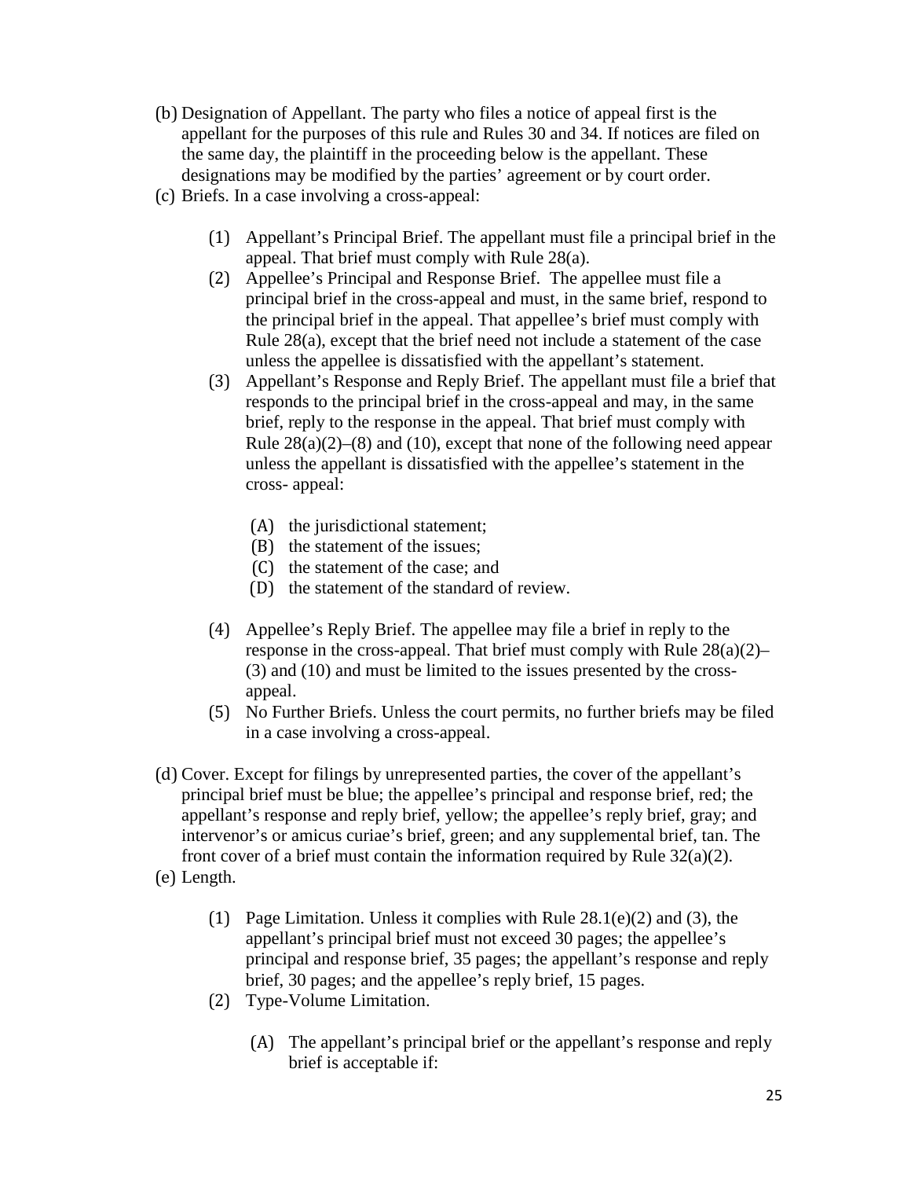(b) Designation of Appellant. The party who files a notice of appeal first is the appellant for the purposes of this rule and Rules 30 and 34. If notices are filed on the same day, the plaintiff in the proceeding below is the appellant. These designations may be modified by the parties' agreement or by court order.

(c) Briefs. In a case involving a cross-appeal:

  (1) Appellant's Principal Brief. The appellant must file a principal brief in the appeal. That brief must comply with Rule 28(a).

  (2) Appellee's Principal and Response Brief. The appellee must file a principal brief in the cross-appeal and must, in the same brief, respond to the principal brief in the appeal. That appellee's brief must comply with Rule 28(a), except that the brief need not include a statement of the case unless the appellee is dissatisfied with the appellant's statement.

  (3) Appellant's Response and Reply Brief. The appellant must file a brief that responds to the principal brief in the cross-appeal and may, in the same brief, reply to the response in the appeal. That brief must comply with Rule 28(a)(2)–(8) and (10), except that none of the following need appear unless the appellant is dissatisfied with the appellee's statement in the cross- appeal:

    (A) the jurisdictional statement;
    (B) the statement of the issues;
    (C) the statement of the case; and
    (D) the statement of the standard of review.

  (4) Appellee's Reply Brief. The appellee may file a brief in reply to the response in the cross-appeal. That brief must comply with Rule 28(a)(2)–(3) and (10) and must be limited to the issues presented by the cross-appeal.

  (5) No Further Briefs. Unless the court permits, no further briefs may be filed in a case involving a cross-appeal.

(d) Cover. Except for filings by unrepresented parties, the cover of the appellant's principal brief must be blue; the appellee's principal and response brief, red; the appellant's response and reply brief, yellow; the appellee's reply brief, gray; and intervenor's or amicus curiae's brief, green; and any supplemental brief, tan. The front cover of a brief must contain the information required by Rule 32(a)(2).

(e) Length.

  (1) Page Limitation. Unless it complies with Rule 28.1(e)(2) and (3), the appellant's principal brief must not exceed 30 pages; the appellee's principal and response brief, 35 pages; the appellant's response and reply brief, 30 pages; and the appellee's reply brief, 15 pages.

  (2) Type-Volume Limitation.

    (A) The appellant's principal brief or the appellant's response and reply brief is acceptable if: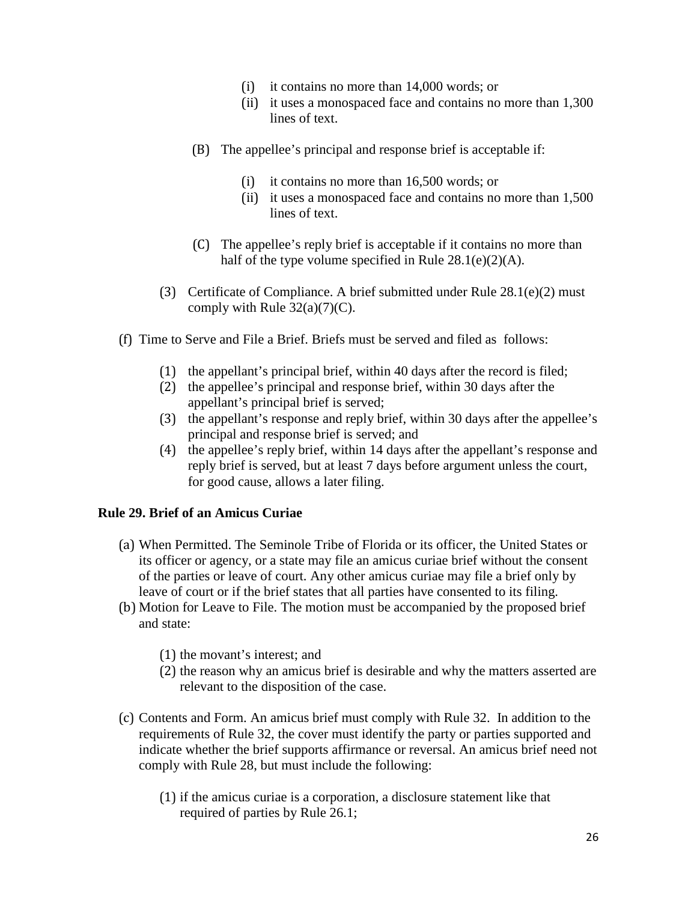(i) it contains no more than 14,000 words; or
(ii) it uses a monospaced face and contains no more than 1,300 lines of text.

(B) The appellee's principal and response brief is acceptable if:

(i) it contains no more than 16,500 words; or
(ii) it uses a monospaced face and contains no more than 1,500 lines of text.

(C) The appellee's reply brief is acceptable if it contains no more than half of the type volume specified in Rule 28.1(e)(2)(A).

(3) Certificate of Compliance. A brief submitted under Rule 28.1(e)(2) must comply with Rule 32(a)(7)(C).

(f) Time to Serve and File a Brief. Briefs must be served and filed as follows:

(1) the appellant's principal brief, within 40 days after the record is filed;
(2) the appellee's principal and response brief, within 30 days after the appellant's principal brief is served;
(3) the appellant's response and reply brief, within 30 days after the appellee's principal and response brief is served; and
(4) the appellee's reply brief, within 14 days after the appellant's response and reply brief is served, but at least 7 days before argument unless the court, for good cause, allows a later filing.

**Rule 29. Brief of an Amicus Curiae**

(a) When Permitted. The Seminole Tribe of Florida or its officer, the United States or its officer or agency, or a state may file an amicus curiae brief without the consent of the parties or leave of court. Any other amicus curiae may file a brief only by leave of court or if the brief states that all parties have consented to its filing.
(b) Motion for Leave to File. The motion must be accompanied by the proposed brief and state:

(1) the movant's interest; and
(2) the reason why an amicus brief is desirable and why the matters asserted are relevant to the disposition of the case.

(c) Contents and Form. An amicus brief must comply with Rule 32. In addition to the requirements of Rule 32, the cover must identify the party or parties supported and indicate whether the brief supports affirmance or reversal. An amicus brief need not comply with Rule 28, but must include the following:

(1) if the amicus curiae is a corporation, a disclosure statement like that required of parties by Rule 26.1;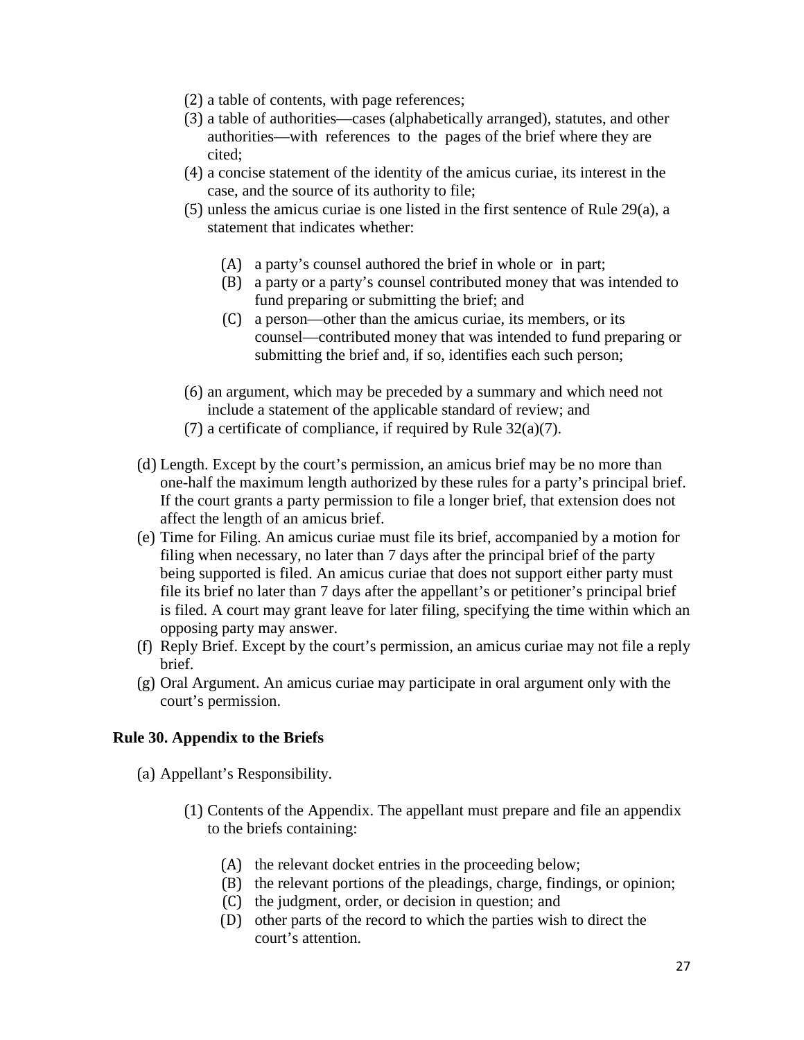(2) a table of contents, with page references;

(3) a table of authorities—cases (alphabetically arranged), statutes, and other authorities—with references to the pages of the brief where they are cited;

(4) a concise statement of the identity of the amicus curiae, its interest in the case, and the source of its authority to file;

(5) unless the amicus curiae is one listed in the first sentence of Rule 29(a), a statement that indicates whether:

  (A) a party's counsel authored the brief in whole or in part;

  (B) a party or a party's counsel contributed money that was intended to fund preparing or submitting the brief; and

  (C) a person—other than the amicus curiae, its members, or its counsel—contributed money that was intended to fund preparing or submitting the brief and, if so, identifies each such person;

(6) an argument, which may be preceded by a summary and which need not include a statement of the applicable standard of review; and

(7) a certificate of compliance, if required by Rule 32(a)(7).

(d) Length. Except by the court's permission, an amicus brief may be no more than one-half the maximum length authorized by these rules for a party's principal brief. If the court grants a party permission to file a longer brief, that extension does not affect the length of an amicus brief.

(e) Time for Filing. An amicus curiae must file its brief, accompanied by a motion for filing when necessary, no later than 7 days after the principal brief of the party being supported is filed. An amicus curiae that does not support either party must file its brief no later than 7 days after the appellant's or petitioner's principal brief is filed. A court may grant leave for later filing, specifying the time within which an opposing party may answer.

(f) Reply Brief. Except by the court's permission, an amicus curiae may not file a reply brief.

(g) Oral Argument. An amicus curiae may participate in oral argument only with the court's permission.

**Rule 30. Appendix to the Briefs**

(a) Appellant's Responsibility.

  (1) Contents of the Appendix. The appellant must prepare and file an appendix to the briefs containing:

    (A) the relevant docket entries in the proceeding below;

    (B) the relevant portions of the pleadings, charge, findings, or opinion;

    (C) the judgment, order, or decision in question; and

    (D) other parts of the record to which the parties wish to direct the court's attention.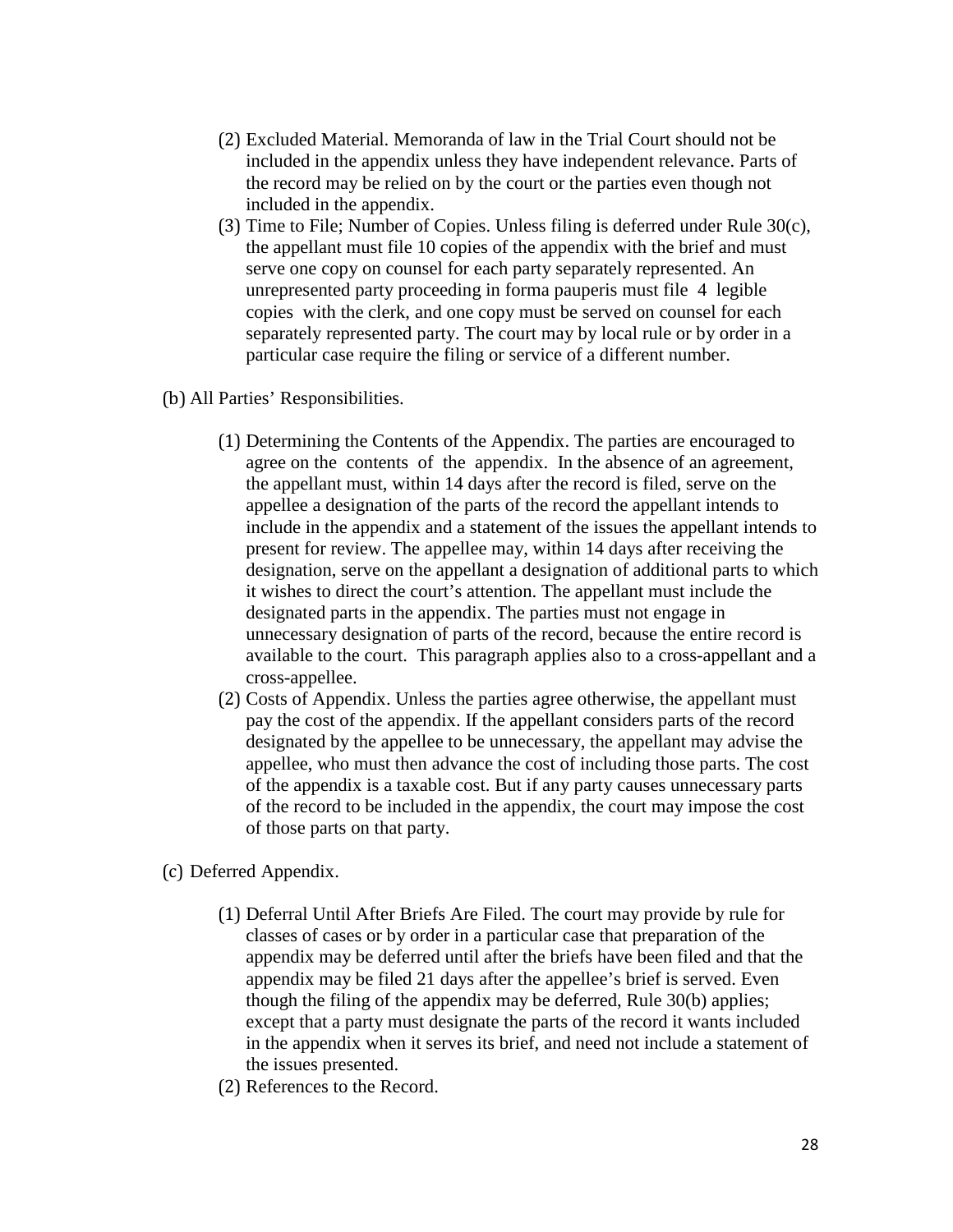(2) Excluded Material. Memoranda of law in the Trial Court should not be included in the appendix unless they have independent relevance. Parts of the record may be relied on by the court or the parties even though not included in the appendix.

(3) Time to File; Number of Copies. Unless filing is deferred under Rule 30(c), the appellant must file 10 copies of the appendix with the brief and must serve one copy on counsel for each party separately represented. An unrepresented party proceeding in forma pauperis must file 4 legible copies with the clerk, and one copy must be served on counsel for each separately represented party. The court may by local rule or by order in a particular case require the filing or service of a different number.

(b) All Parties' Responsibilities.

(1) Determining the Contents of the Appendix. The parties are encouraged to agree on the contents of the appendix. In the absence of an agreement, the appellant must, within 14 days after the record is filed, serve on the appellee a designation of the parts of the record the appellant intends to include in the appendix and a statement of the issues the appellant intends to present for review. The appellee may, within 14 days after receiving the designation, serve on the appellant a designation of additional parts to which it wishes to direct the court's attention. The appellant must include the designated parts in the appendix. The parties must not engage in unnecessary designation of parts of the record, because the entire record is available to the court. This paragraph applies also to a cross-appellant and a cross-appellee.

(2) Costs of Appendix. Unless the parties agree otherwise, the appellant must pay the cost of the appendix. If the appellant considers parts of the record designated by the appellee to be unnecessary, the appellant may advise the appellee, who must then advance the cost of including those parts. The cost of the appendix is a taxable cost. But if any party causes unnecessary parts of the record to be included in the appendix, the court may impose the cost of those parts on that party.

(c) Deferred Appendix.

(1) Deferral Until After Briefs Are Filed. The court may provide by rule for classes of cases or by order in a particular case that preparation of the appendix may be deferred until after the briefs have been filed and that the appendix may be filed 21 days after the appellee's brief is served. Even though the filing of the appendix may be deferred, Rule 30(b) applies; except that a party must designate the parts of the record it wants included in the appendix when it serves its brief, and need not include a statement of the issues presented.

(2) References to the Record.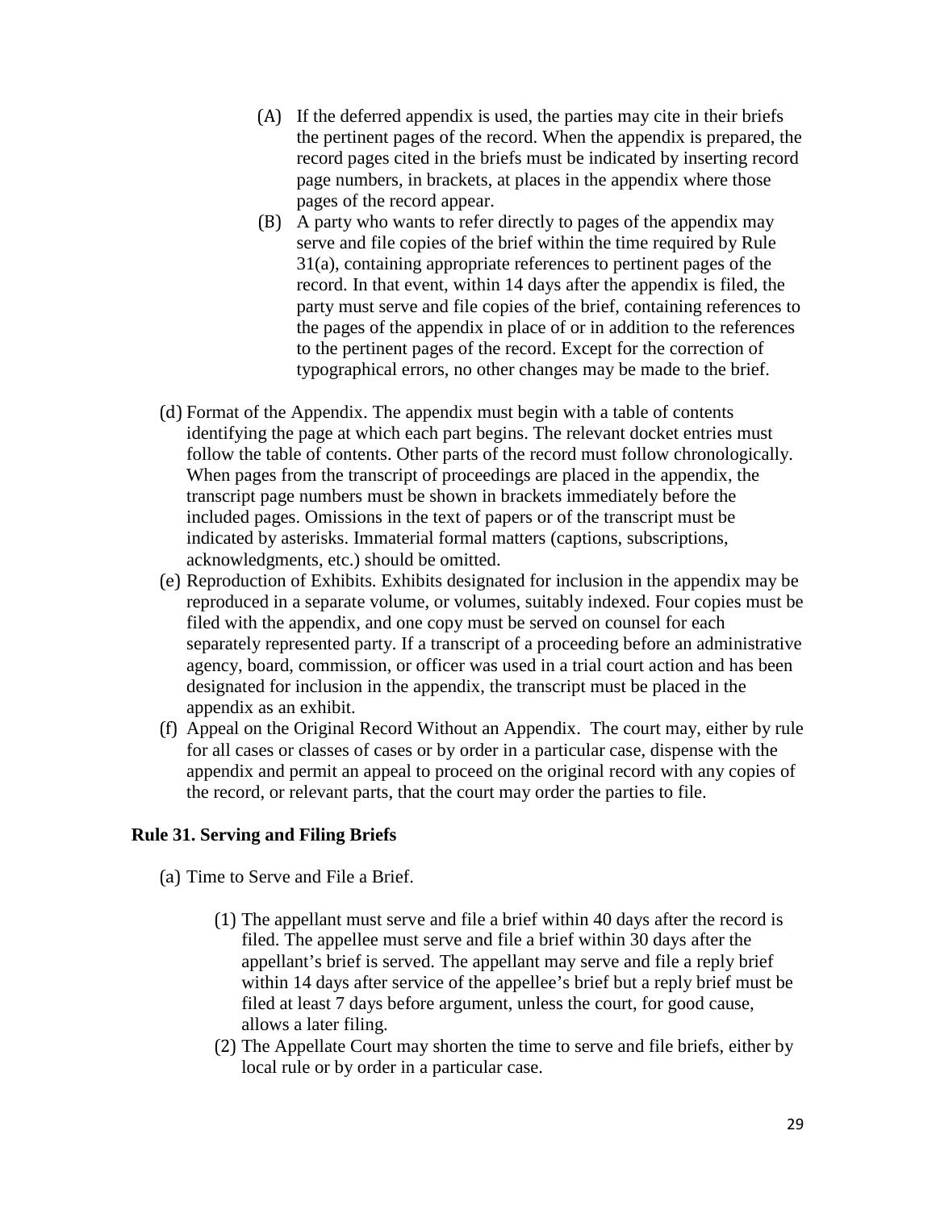(A) If the deferred appendix is used, the parties may cite in their briefs the pertinent pages of the record. When the appendix is prepared, the record pages cited in the briefs must be indicated by inserting record page numbers, in brackets, at places in the appendix where those pages of the record appear.

(B) A party who wants to refer directly to pages of the appendix may serve and file copies of the brief within the time required by Rule 31(a), containing appropriate references to pertinent pages of the record. In that event, within 14 days after the appendix is filed, the party must serve and file copies of the brief, containing references to the pages of the appendix in place of or in addition to the references to the pertinent pages of the record. Except for the correction of typographical errors, no other changes may be made to the brief.

(d) Format of the Appendix. The appendix must begin with a table of contents identifying the page at which each part begins. The relevant docket entries must follow the table of contents. Other parts of the record must follow chronologically. When pages from the transcript of proceedings are placed in the appendix, the transcript page numbers must be shown in brackets immediately before the included pages. Omissions in the text of papers or of the transcript must be indicated by asterisks. Immaterial formal matters (captions, subscriptions, acknowledgments, etc.) should be omitted.

(e) Reproduction of Exhibits. Exhibits designated for inclusion in the appendix may be reproduced in a separate volume, or volumes, suitably indexed. Four copies must be filed with the appendix, and one copy must be served on counsel for each separately represented party. If a transcript of a proceeding before an administrative agency, board, commission, or officer was used in a trial court action and has been designated for inclusion in the appendix, the transcript must be placed in the appendix as an exhibit.

(f) Appeal on the Original Record Without an Appendix. The court may, either by rule for all cases or classes of cases or by order in a particular case, dispense with the appendix and permit an appeal to proceed on the original record with any copies of the record, or relevant parts, that the court may order the parties to file.

**Rule 31. Serving and Filing Briefs**

(a) Time to Serve and File a Brief.

(1) The appellant must serve and file a brief within 40 days after the record is filed. The appellee must serve and file a brief within 30 days after the appellant's brief is served. The appellant may serve and file a reply brief within 14 days after service of the appellee's brief but a reply brief must be filed at least 7 days before argument, unless the court, for good cause, allows a later filing.

(2) The Appellate Court may shorten the time to serve and file briefs, either by local rule or by order in a particular case.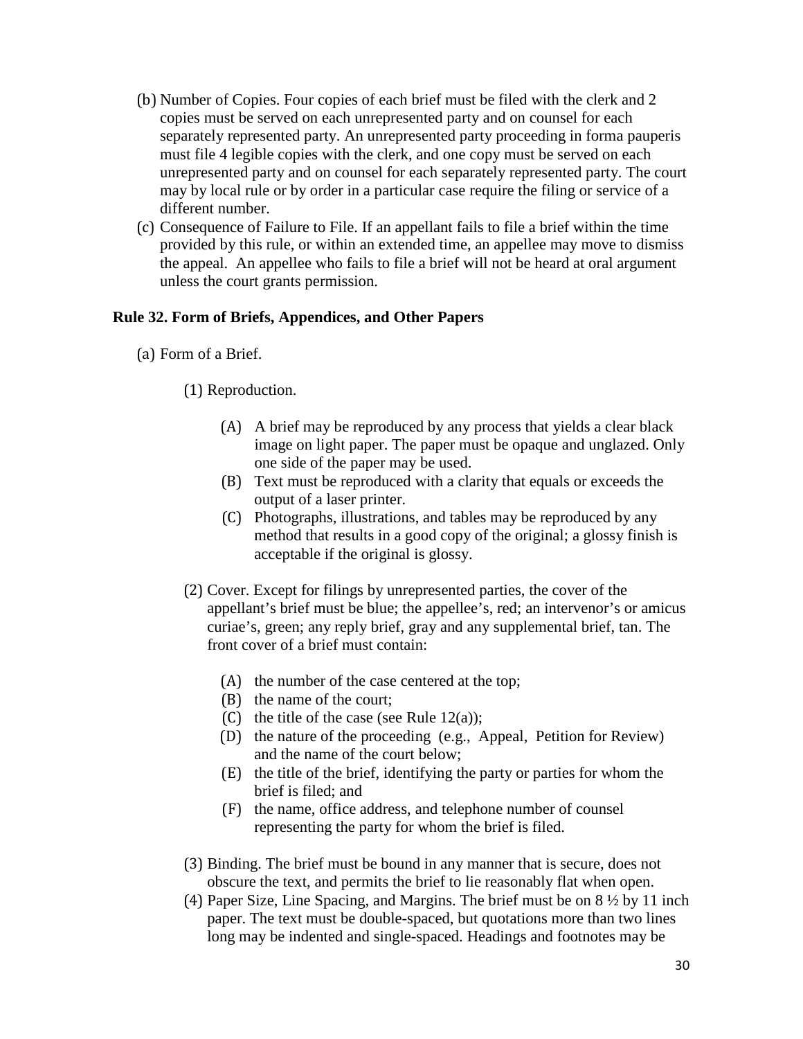(b) Number of Copies. Four copies of each brief must be filed with the clerk and 2 copies must be served on each unrepresented party and on counsel for each separately represented party. An unrepresented party proceeding in forma pauperis must file 4 legible copies with the clerk, and one copy must be served on each unrepresented party and on counsel for each separately represented party. The court may by local rule or by order in a particular case require the filing or service of a different number.

(c) Consequence of Failure to File. If an appellant fails to file a brief within the time provided by this rule, or within an extended time, an appellee may move to dismiss the appeal. An appellee who fails to file a brief will not be heard at oral argument unless the court grants permission.

### Rule 32. Form of Briefs, Appendices, and Other Papers

(a) Form of a Brief.

(1) Reproduction.

(A) A brief may be reproduced by any process that yields a clear black image on light paper. The paper must be opaque and unglazed. Only one side of the paper may be used.

(B) Text must be reproduced with a clarity that equals or exceeds the output of a laser printer.

(C) Photographs, illustrations, and tables may be reproduced by any method that results in a good copy of the original; a glossy finish is acceptable if the original is glossy.

(2) Cover. Except for filings by unrepresented parties, the cover of the appellant's brief must be blue; the appellee's, red; an intervenor's or amicus curiae's, green; any reply brief, gray and any supplemental brief, tan. The front cover of a brief must contain:

(A) the number of the case centered at the top;

(B) the name of the court;

(C) the title of the case (see Rule 12(a));

(D) the nature of the proceeding (e.g., Appeal, Petition for Review) and the name of the court below;

(E) the title of the brief, identifying the party or parties for whom the brief is filed; and

(F) the name, office address, and telephone number of counsel representing the party for whom the brief is filed.

(3) Binding. The brief must be bound in any manner that is secure, does not obscure the text, and permits the brief to lie reasonably flat when open.

(4) Paper Size, Line Spacing, and Margins. The brief must be on 8 ½ by 11 inch paper. The text must be double-spaced, but quotations more than two lines long may be indented and single-spaced. Headings and footnotes may be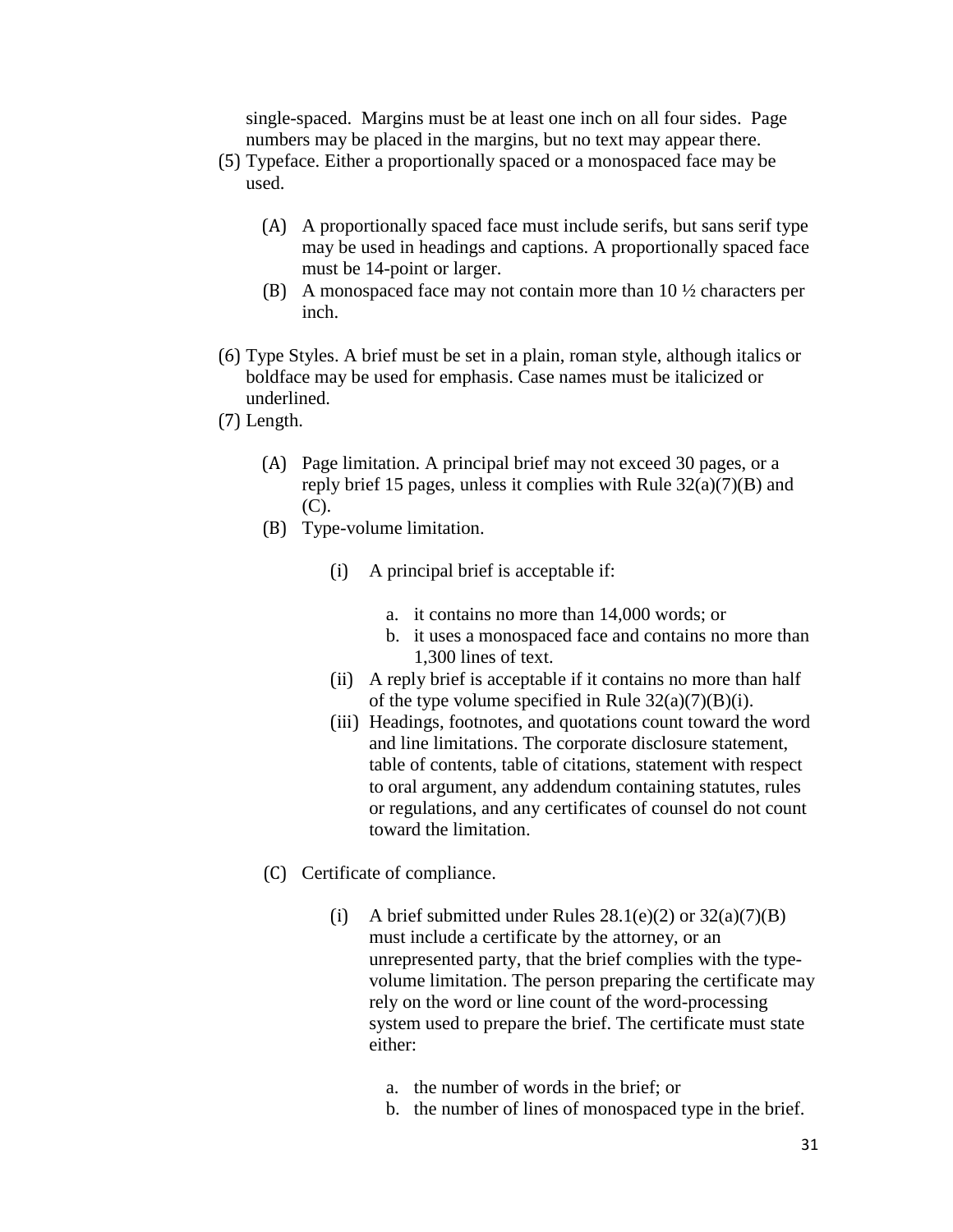single-spaced. Margins must be at least one inch on all four sides. Page numbers may be placed in the margins, but no text may appear there.

(5) Typeface. Either a proportionally spaced or a monospaced face may be used.

   (A) A proportionally spaced face must include serifs, but sans serif type may be used in headings and captions. A proportionally spaced face must be 14-point or larger.

   (B) A monospaced face may not contain more than 10 ½ characters per inch.

(6) Type Styles. A brief must be set in a plain, roman style, although italics or boldface may be used for emphasis. Case names must be italicized or underlined.

(7) Length.

   (A) Page limitation. A principal brief may not exceed 30 pages, or a reply brief 15 pages, unless it complies with Rule 32(a)(7)(B) and (C).

   (B) Type-volume limitation.

      (i) A principal brief is acceptable if:

         a. it contains no more than 14,000 words; or
         b. it uses a monospaced face and contains no more than 1,300 lines of text.

      (ii) A reply brief is acceptable if it contains no more than half of the type volume specified in Rule 32(a)(7)(B)(i).

      (iii) Headings, footnotes, and quotations count toward the word and line limitations. The corporate disclosure statement, table of contents, table of citations, statement with respect to oral argument, any addendum containing statutes, rules or regulations, and any certificates of counsel do not count toward the limitation.

   (C) Certificate of compliance.

      (i) A brief submitted under Rules 28.1(e)(2) or 32(a)(7)(B) must include a certificate by the attorney, or an unrepresented party, that the brief complies with the type-volume limitation. The person preparing the certificate may rely on the word or line count of the word-processing system used to prepare the brief. The certificate must state either:

         a. the number of words in the brief; or
         b. the number of lines of monospaced type in the brief.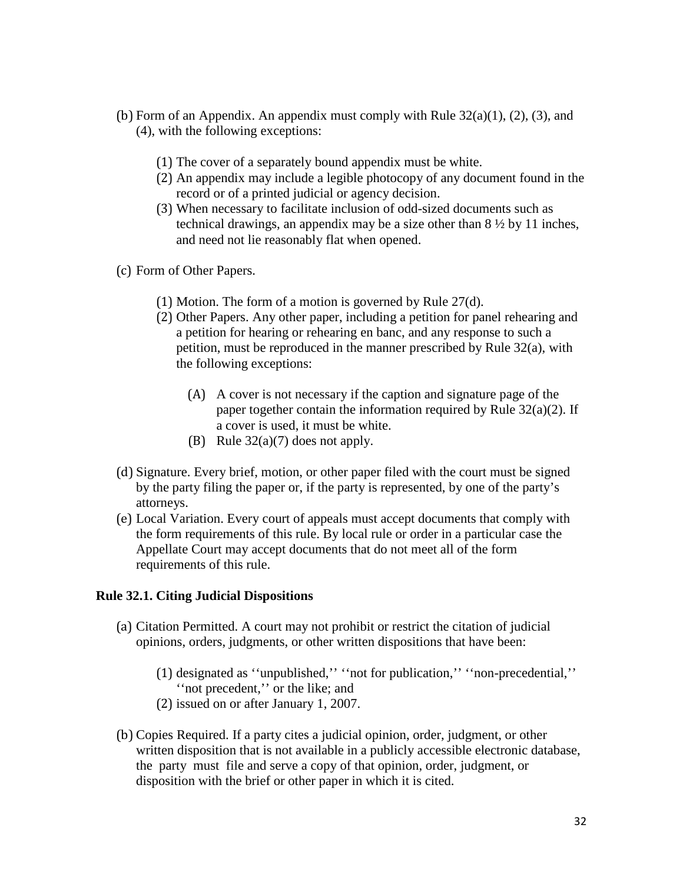(b) Form of an Appendix. An appendix must comply with Rule 32(a)(1), (2), (3), and (4), with the following exceptions:

   (1) The cover of a separately bound appendix must be white.
   (2) An appendix may include a legible photocopy of any document found in the record or of a printed judicial or agency decision.
   (3) When necessary to facilitate inclusion of odd-sized documents such as technical drawings, an appendix may be a size other than 8 ½ by 11 inches, and need not lie reasonably flat when opened.

(c) Form of Other Papers.

   (1) Motion. The form of a motion is governed by Rule 27(d).
   (2) Other Papers. Any other paper, including a petition for panel rehearing and a petition for hearing or rehearing en banc, and any response to such a petition, must be reproduced in the manner prescribed by Rule 32(a), with the following exceptions:

      (A) A cover is not necessary if the caption and signature page of the paper together contain the information required by Rule 32(a)(2). If a cover is used, it must be white.
      (B) Rule 32(a)(7) does not apply.

(d) Signature. Every brief, motion, or other paper filed with the court must be signed by the party filing the paper or, if the party is represented, by one of the party's attorneys.

(e) Local Variation. Every court of appeals must accept documents that comply with the form requirements of this rule. By local rule or order in a particular case the Appellate Court may accept documents that do not meet all of the form requirements of this rule.

**Rule 32.1. Citing Judicial Dispositions**

(a) Citation Permitted. A court may not prohibit or restrict the citation of judicial opinions, orders, judgments, or other written dispositions that have been:

   (1) designated as ''unpublished,'' ''not for publication,'' ''non-precedential,'' ''not precedent,'' or the like; and
   (2) issued on or after January 1, 2007.

(b) Copies Required. If a party cites a judicial opinion, order, judgment, or other written disposition that is not available in a publicly accessible electronic database, the party must file and serve a copy of that opinion, order, judgment, or disposition with the brief or other paper in which it is cited.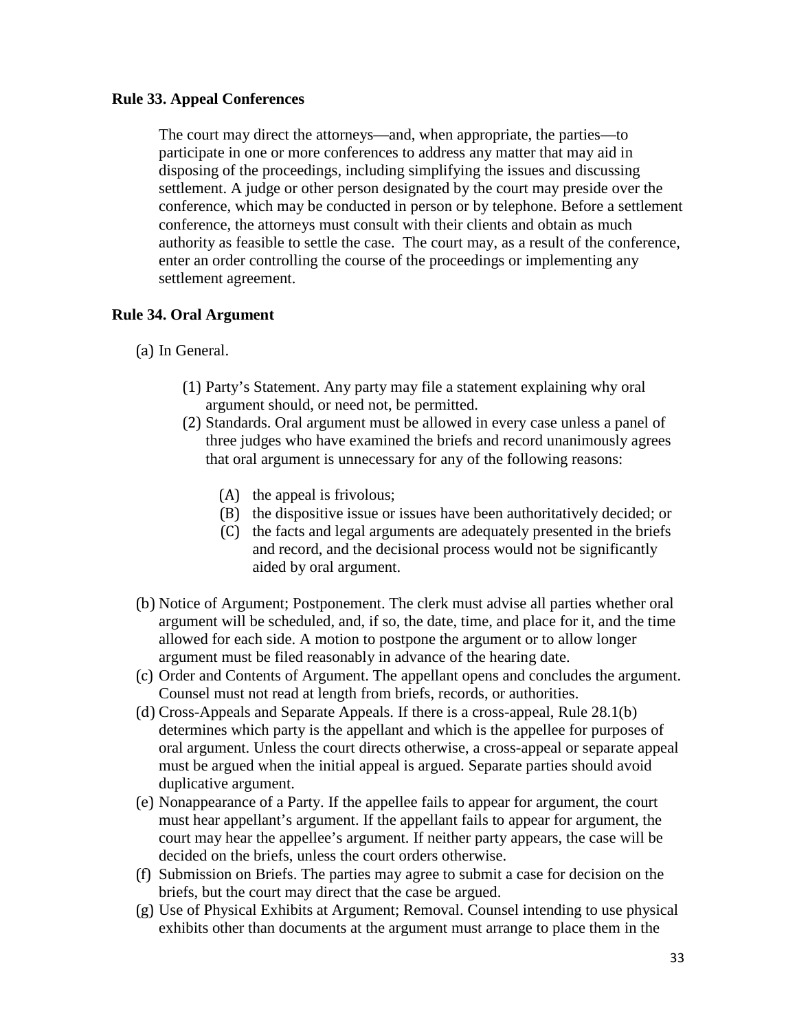**Rule 33. Appeal Conferences**

The court may direct the attorneys—and, when appropriate, the parties—to participate in one or more conferences to address any matter that may aid in disposing of the proceedings, including simplifying the issues and discussing settlement. A judge or other person designated by the court may preside over the conference, which may be conducted in person or by telephone. Before a settlement conference, the attorneys must consult with their clients and obtain as much authority as feasible to settle the case. The court may, as a result of the conference, enter an order controlling the course of the proceedings or implementing any settlement agreement.

**Rule 34. Oral Argument**

(a) In General.

  (1) Party's Statement. Any party may file a statement explaining why oral argument should, or need not, be permitted.

  (2) Standards. Oral argument must be allowed in every case unless a panel of three judges who have examined the briefs and record unanimously agrees that oral argument is unnecessary for any of the following reasons:

    (A) the appeal is frivolous;

    (B) the dispositive issue or issues have been authoritatively decided; or

    (C) the facts and legal arguments are adequately presented in the briefs and record, and the decisional process would not be significantly aided by oral argument.

(b) Notice of Argument; Postponement. The clerk must advise all parties whether oral argument will be scheduled, and, if so, the date, time, and place for it, and the time allowed for each side. A motion to postpone the argument or to allow longer argument must be filed reasonably in advance of the hearing date.

(c) Order and Contents of Argument. The appellant opens and concludes the argument. Counsel must not read at length from briefs, records, or authorities.

(d) Cross-Appeals and Separate Appeals. If there is a cross-appeal, Rule 28.1(b) determines which party is the appellant and which is the appellee for purposes of oral argument. Unless the court directs otherwise, a cross-appeal or separate appeal must be argued when the initial appeal is argued. Separate parties should avoid duplicative argument.

(e) Nonappearance of a Party. If the appellee fails to appear for argument, the court must hear appellant's argument. If the appellant fails to appear for argument, the court may hear the appellee's argument. If neither party appears, the case will be decided on the briefs, unless the court orders otherwise.

(f) Submission on Briefs. The parties may agree to submit a case for decision on the briefs, but the court may direct that the case be argued.

(g) Use of Physical Exhibits at Argument; Removal. Counsel intending to use physical exhibits other than documents at the argument must arrange to place them in the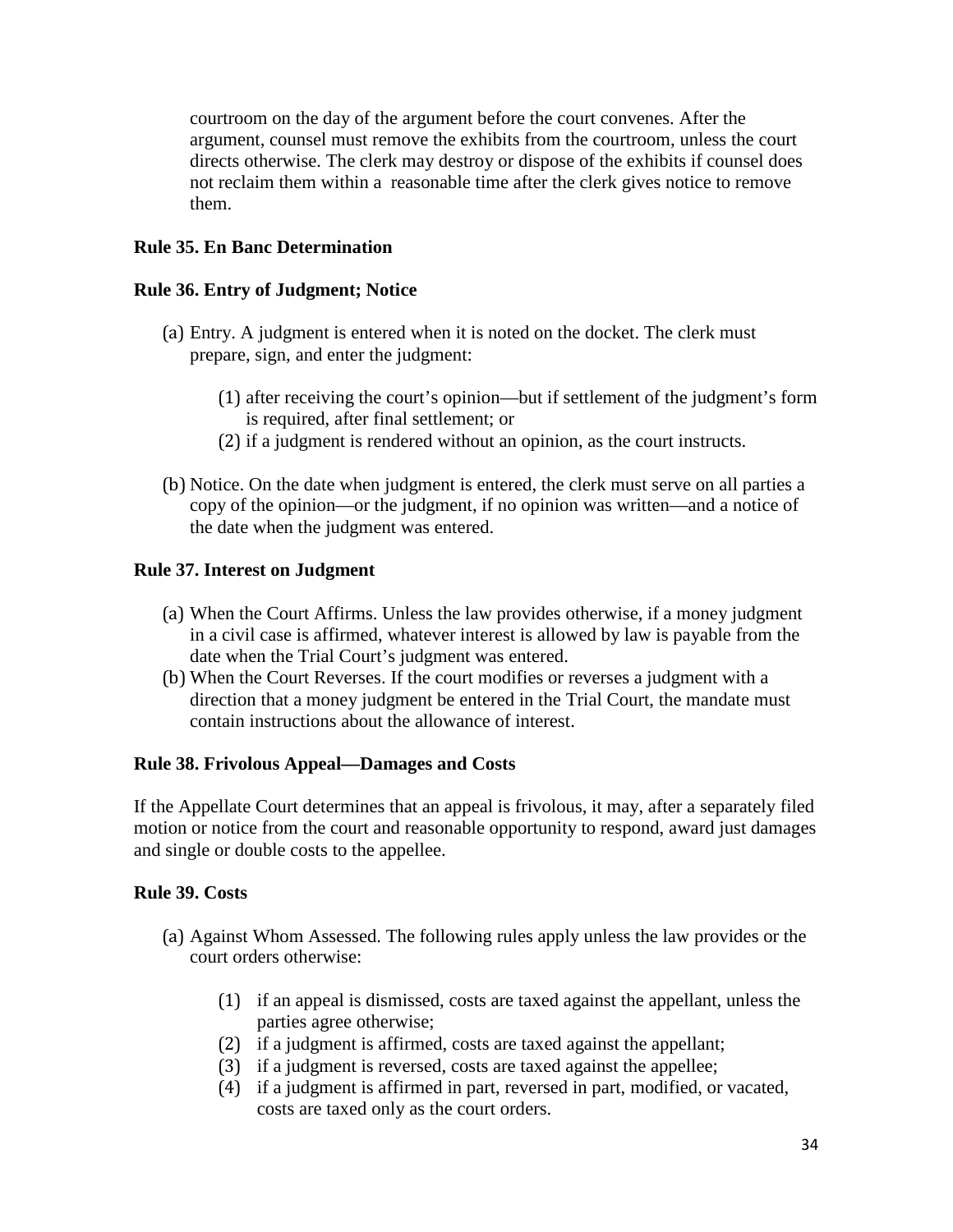courtroom on the day of the argument before the court convenes. After the argument, counsel must remove the exhibits from the courtroom, unless the court directs otherwise. The clerk may destroy or dispose of the exhibits if counsel does not reclaim them within a reasonable time after the clerk gives notice to remove them.

**Rule 35. En Banc Determination**

**Rule 36. Entry of Judgment; Notice**

(a) Entry. A judgment is entered when it is noted on the docket. The clerk must prepare, sign, and enter the judgment:

  (1) after receiving the court's opinion—but if settlement of the judgment's form is required, after final settlement; or
  (2) if a judgment is rendered without an opinion, as the court instructs.

(b) Notice. On the date when judgment is entered, the clerk must serve on all parties a copy of the opinion—or the judgment, if no opinion was written—and a notice of the date when the judgment was entered.

**Rule 37. Interest on Judgment**

(a) When the Court Affirms. Unless the law provides otherwise, if a money judgment in a civil case is affirmed, whatever interest is allowed by law is payable from the date when the Trial Court's judgment was entered.
(b) When the Court Reverses. If the court modifies or reverses a judgment with a direction that a money judgment be entered in the Trial Court, the mandate must contain instructions about the allowance of interest.

**Rule 38. Frivolous Appeal—Damages and Costs**

If the Appellate Court determines that an appeal is frivolous, it may, after a separately filed motion or notice from the court and reasonable opportunity to respond, award just damages and single or double costs to the appellee.

**Rule 39. Costs**

(a) Against Whom Assessed. The following rules apply unless the law provides or the court orders otherwise:

  (1) if an appeal is dismissed, costs are taxed against the appellant, unless the parties agree otherwise;
  (2) if a judgment is affirmed, costs are taxed against the appellant;
  (3) if a judgment is reversed, costs are taxed against the appellee;
  (4) if a judgment is affirmed in part, reversed in part, modified, or vacated, costs are taxed only as the court orders.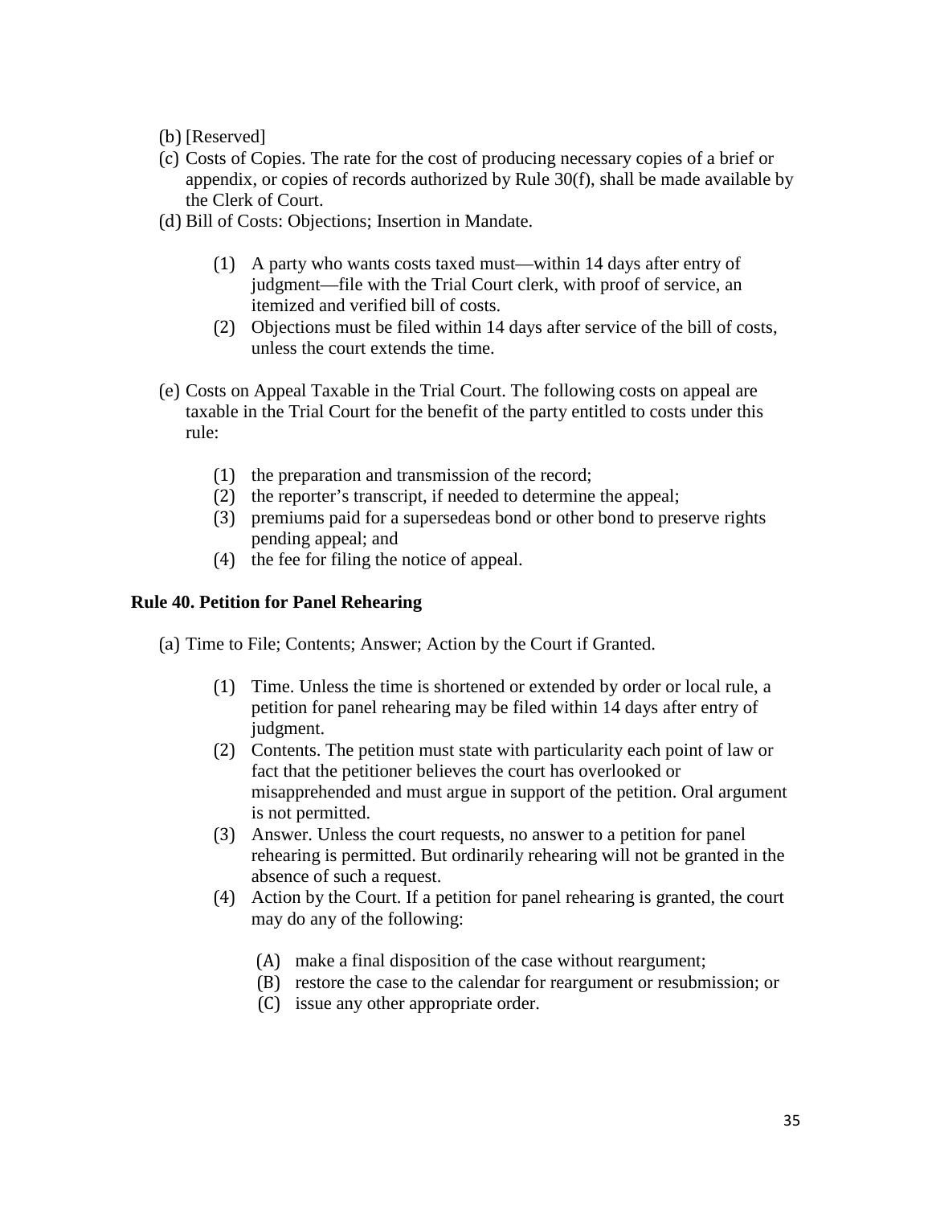(b) [Reserved]

(c) Costs of Copies. The rate for the cost of producing necessary copies of a brief or appendix, or copies of records authorized by Rule 30(f), shall be made available by the Clerk of Court.

(d) Bill of Costs: Objections; Insertion in Mandate.

> (1) A party who wants costs taxed must—within 14 days after entry of judgment—file with the Trial Court clerk, with proof of service, an itemized and verified bill of costs.
>
> (2) Objections must be filed within 14 days after service of the bill of costs, unless the court extends the time.

(e) Costs on Appeal Taxable in the Trial Court. The following costs on appeal are taxable in the Trial Court for the benefit of the party entitled to costs under this rule:

> (1) the preparation and transmission of the record;
>
> (2) the reporter's transcript, if needed to determine the appeal;
>
> (3) premiums paid for a supersedeas bond or other bond to preserve rights pending appeal; and
>
> (4) the fee for filing the notice of appeal.

### Rule 40. Petition for Panel Rehearing

(a) Time to File; Contents; Answer; Action by the Court if Granted.

> (1) Time. Unless the time is shortened or extended by order or local rule, a petition for panel rehearing may be filed within 14 days after entry of judgment.
>
> (2) Contents. The petition must state with particularity each point of law or fact that the petitioner believes the court has overlooked or misapprehended and must argue in support of the petition. Oral argument is not permitted.
>
> (3) Answer. Unless the court requests, no answer to a petition for panel rehearing is permitted. But ordinarily rehearing will not be granted in the absence of such a request.
>
> (4) Action by the Court. If a petition for panel rehearing is granted, the court may do any of the following:
>
> > (A) make a final disposition of the case without reargument;
> >
> > (B) restore the case to the calendar for reargument or resubmission; or
> >
> > (C) issue any other appropriate order.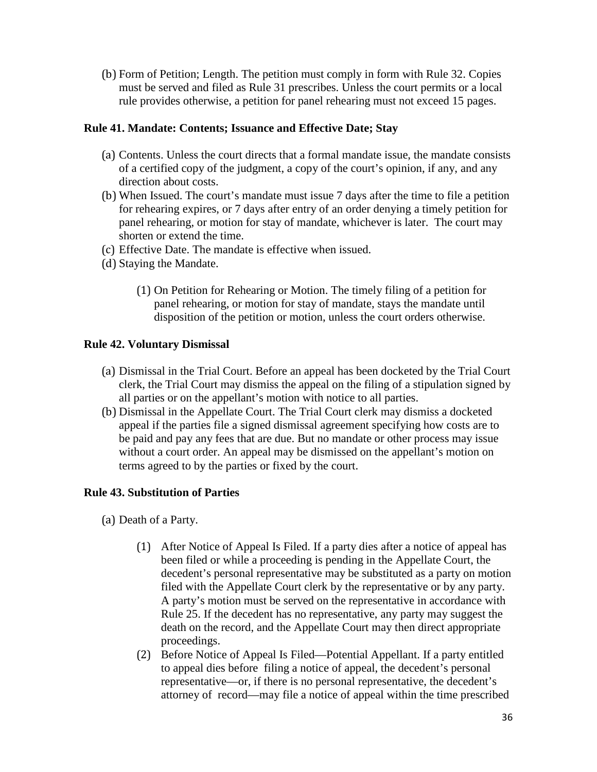(b) Form of Petition; Length. The petition must comply in form with Rule 32. Copies must be served and filed as Rule 31 prescribes. Unless the court permits or a local rule provides otherwise, a petition for panel rehearing must not exceed 15 pages.

**Rule 41. Mandate: Contents; Issuance and Effective Date; Stay**

(a) Contents. Unless the court directs that a formal mandate issue, the mandate consists of a certified copy of the judgment, a copy of the court's opinion, if any, and any direction about costs.

(b) When Issued. The court's mandate must issue 7 days after the time to file a petition for rehearing expires, or 7 days after entry of an order denying a timely petition for panel rehearing, or motion for stay of mandate, whichever is later. The court may shorten or extend the time.

(c) Effective Date. The mandate is effective when issued.

(d) Staying the Mandate.

  (1) On Petition for Rehearing or Motion. The timely filing of a petition for panel rehearing, or motion for stay of mandate, stays the mandate until disposition of the petition or motion, unless the court orders otherwise.

**Rule 42. Voluntary Dismissal**

(a) Dismissal in the Trial Court. Before an appeal has been docketed by the Trial Court clerk, the Trial Court may dismiss the appeal on the filing of a stipulation signed by all parties or on the appellant's motion with notice to all parties.

(b) Dismissal in the Appellate Court. The Trial Court clerk may dismiss a docketed appeal if the parties file a signed dismissal agreement specifying how costs are to be paid and pay any fees that are due. But no mandate or other process may issue without a court order. An appeal may be dismissed on the appellant's motion on terms agreed to by the parties or fixed by the court.

**Rule 43. Substitution of Parties**

(a) Death of a Party.

  (1) After Notice of Appeal Is Filed. If a party dies after a notice of appeal has been filed or while a proceeding is pending in the Appellate Court, the decedent's personal representative may be substituted as a party on motion filed with the Appellate Court clerk by the representative or by any party. A party's motion must be served on the representative in accordance with Rule 25. If the decedent has no representative, any party may suggest the death on the record, and the Appellate Court may then direct appropriate proceedings.

  (2) Before Notice of Appeal Is Filed—Potential Appellant. If a party entitled to appeal dies before filing a notice of appeal, the decedent's personal representative—or, if there is no personal representative, the decedent's attorney of record—may file a notice of appeal within the time prescribed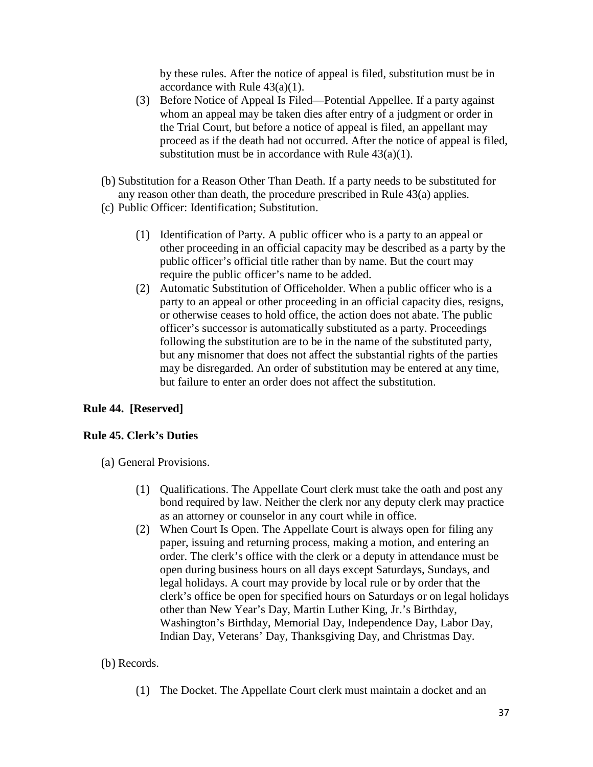by these rules. After the notice of appeal is filed, substitution must be in accordance with Rule 43(a)(1).

(3) Before Notice of Appeal Is Filed—Potential Appellee. If a party against whom an appeal may be taken dies after entry of a judgment or order in the Trial Court, but before a notice of appeal is filed, an appellant may proceed as if the death had not occurred. After the notice of appeal is filed, substitution must be in accordance with Rule 43(a)(1).

(b) Substitution for a Reason Other Than Death. If a party needs to be substituted for any reason other than death, the procedure prescribed in Rule 43(a) applies.

(c) Public Officer: Identification; Substitution.

(1) Identification of Party. A public officer who is a party to an appeal or other proceeding in an official capacity may be described as a party by the public officer's official title rather than by name. But the court may require the public officer's name to be added.

(2) Automatic Substitution of Officeholder. When a public officer who is a party to an appeal or other proceeding in an official capacity dies, resigns, or otherwise ceases to hold office, the action does not abate. The public officer's successor is automatically substituted as a party. Proceedings following the substitution are to be in the name of the substituted party, but any misnomer that does not affect the substantial rights of the parties may be disregarded. An order of substitution may be entered at any time, but failure to enter an order does not affect the substitution.

**Rule 44. [Reserved]**

**Rule 45. Clerk's Duties**

(a) General Provisions.

(1) Qualifications. The Appellate Court clerk must take the oath and post any bond required by law. Neither the clerk nor any deputy clerk may practice as an attorney or counselor in any court while in office.

(2) When Court Is Open. The Appellate Court is always open for filing any paper, issuing and returning process, making a motion, and entering an order. The clerk's office with the clerk or a deputy in attendance must be open during business hours on all days except Saturdays, Sundays, and legal holidays. A court may provide by local rule or by order that the clerk's office be open for specified hours on Saturdays or on legal holidays other than New Year's Day, Martin Luther King, Jr.'s Birthday, Washington's Birthday, Memorial Day, Independence Day, Labor Day, Indian Day, Veterans' Day, Thanksgiving Day, and Christmas Day.

(b) Records.

(1) The Docket. The Appellate Court clerk must maintain a docket and an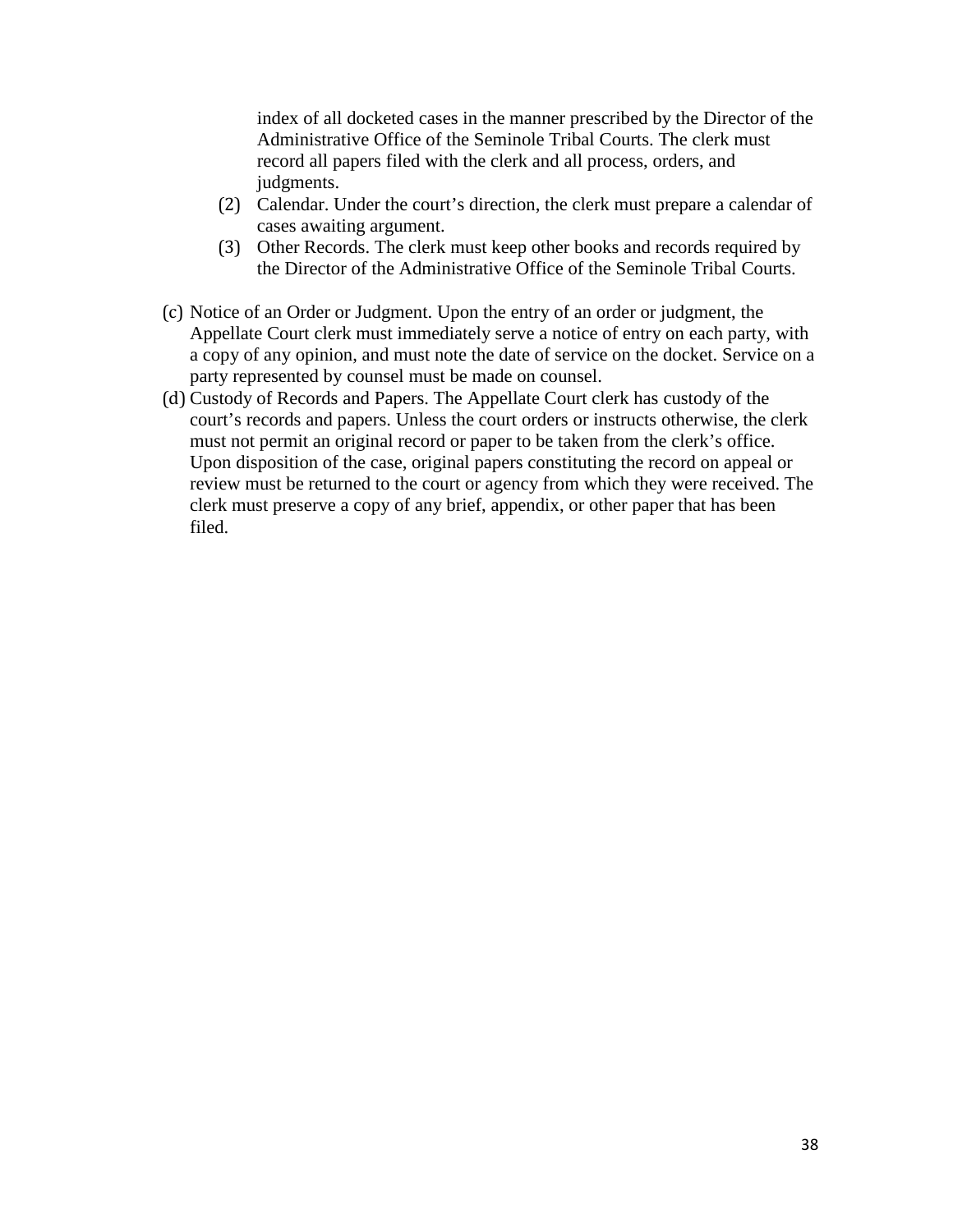index of all docketed cases in the manner prescribed by the Director of the Administrative Office of the Seminole Tribal Courts. The clerk must record all papers filed with the clerk and all process, orders, and judgments.

(2) Calendar. Under the court's direction, the clerk must prepare a calendar of cases awaiting argument.

(3) Other Records. The clerk must keep other books and records required by the Director of the Administrative Office of the Seminole Tribal Courts.

(c) Notice of an Order or Judgment. Upon the entry of an order or judgment, the Appellate Court clerk must immediately serve a notice of entry on each party, with a copy of any opinion, and must note the date of service on the docket. Service on a party represented by counsel must be made on counsel.

(d) Custody of Records and Papers. The Appellate Court clerk has custody of the court's records and papers. Unless the court orders or instructs otherwise, the clerk must not permit an original record or paper to be taken from the clerk's office. Upon disposition of the case, original papers constituting the record on appeal or review must be returned to the court or agency from which they were received. The clerk must preserve a copy of any brief, appendix, or other paper that has been filed.